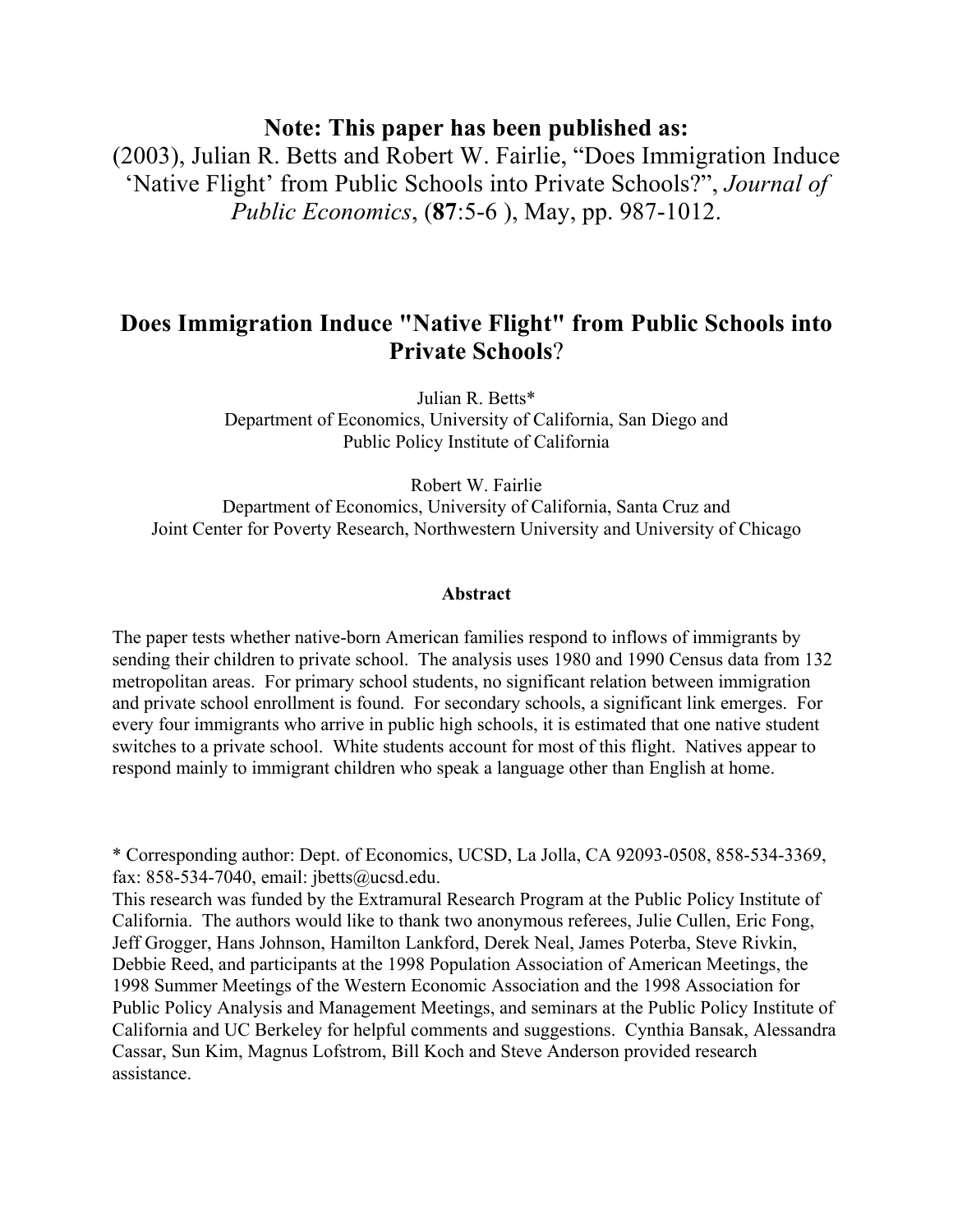**Note: This paper has been published as:**
(2003), Julian R. Betts and Robert W. Fairlie, "Does Immigration Induce 'Native Flight' from Public Schools into Private Schools?", *Journal of Public Economics*, (**87**:5-6 ), May, pp. 987-1012.

# Does Immigration Induce "Native Flight" from Public Schools into Private Schools?

Julian R. Betts*
Department of Economics, University of California, San Diego and
Public Policy Institute of California

Robert W. Fairlie
Department of Economics, University of California, Santa Cruz and
Joint Center for Poverty Research, Northwestern University and University of Chicago

**Abstract**

The paper tests whether native-born American families respond to inflows of immigrants by sending their children to private school. The analysis uses 1980 and 1990 Census data from 132 metropolitan areas. For primary school students, no significant relation between immigration and private school enrollment is found. For secondary schools, a significant link emerges. For every four immigrants who arrive in public high schools, it is estimated that one native student switches to a private school. White students account for most of this flight. Natives appear to respond mainly to immigrant children who speak a language other than English at home.

* Corresponding author: Dept. of Economics, UCSD, La Jolla, CA 92093-0508, 858-534-3369, fax: 858-534-7040, email: jbetts@ucsd.edu.
This research was funded by the Extramural Research Program at the Public Policy Institute of California. The authors would like to thank two anonymous referees, Julie Cullen, Eric Fong, Jeff Grogger, Hans Johnson, Hamilton Lankford, Derek Neal, James Poterba, Steve Rivkin, Debbie Reed, and participants at the 1998 Population Association of American Meetings, the 1998 Summer Meetings of the Western Economic Association and the 1998 Association for Public Policy Analysis and Management Meetings, and seminars at the Public Policy Institute of California and UC Berkeley for helpful comments and suggestions. Cynthia Bansak, Alessandra Cassar, Sun Kim, Magnus Lofstrom, Bill Koch and Steve Anderson provided research assistance.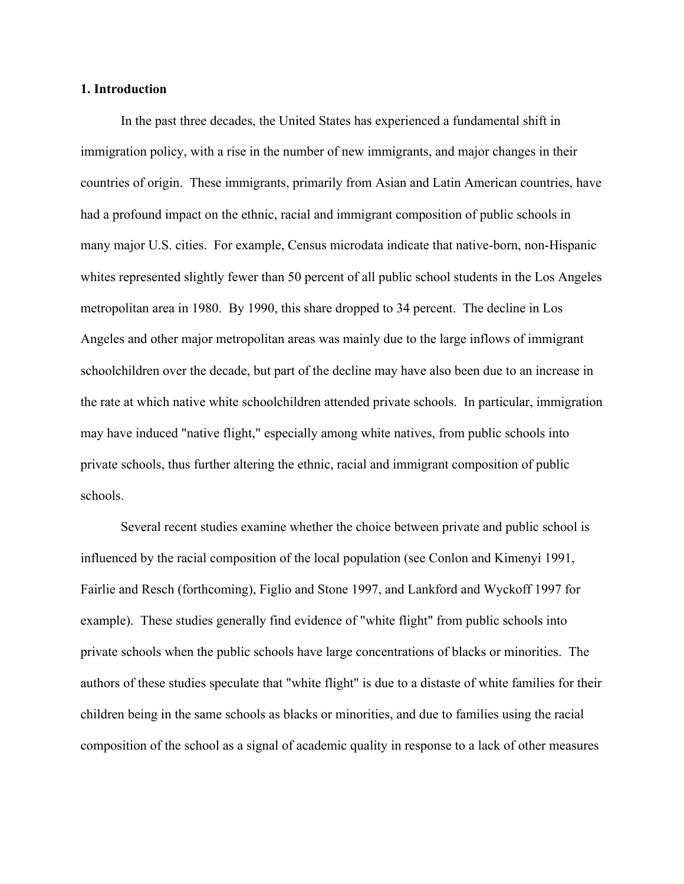## 1. Introduction

In the past three decades, the United States has experienced a fundamental shift in immigration policy, with a rise in the number of new immigrants, and major changes in their countries of origin. These immigrants, primarily from Asian and Latin American countries, have had a profound impact on the ethnic, racial and immigrant composition of public schools in many major U.S. cities. For example, Census microdata indicate that native-born, non-Hispanic whites represented slightly fewer than 50 percent of all public school students in the Los Angeles metropolitan area in 1980. By 1990, this share dropped to 34 percent. The decline in Los Angeles and other major metropolitan areas was mainly due to the large inflows of immigrant schoolchildren over the decade, but part of the decline may have also been due to an increase in the rate at which native white schoolchildren attended private schools. In particular, immigration may have induced "native flight," especially among white natives, from public schools into private schools, thus further altering the ethnic, racial and immigrant composition of public schools.

Several recent studies examine whether the choice between private and public school is influenced by the racial composition of the local population (see Conlon and Kimenyi 1991, Fairlie and Resch (forthcoming), Figlio and Stone 1997, and Lankford and Wyckoff 1997 for example). These studies generally find evidence of "white flight" from public schools into private schools when the public schools have large concentrations of blacks or minorities. The authors of these studies speculate that "white flight" is due to a distaste of white families for their children being in the same schools as blacks or minorities, and due to families using the racial composition of the school as a signal of academic quality in response to a lack of other measures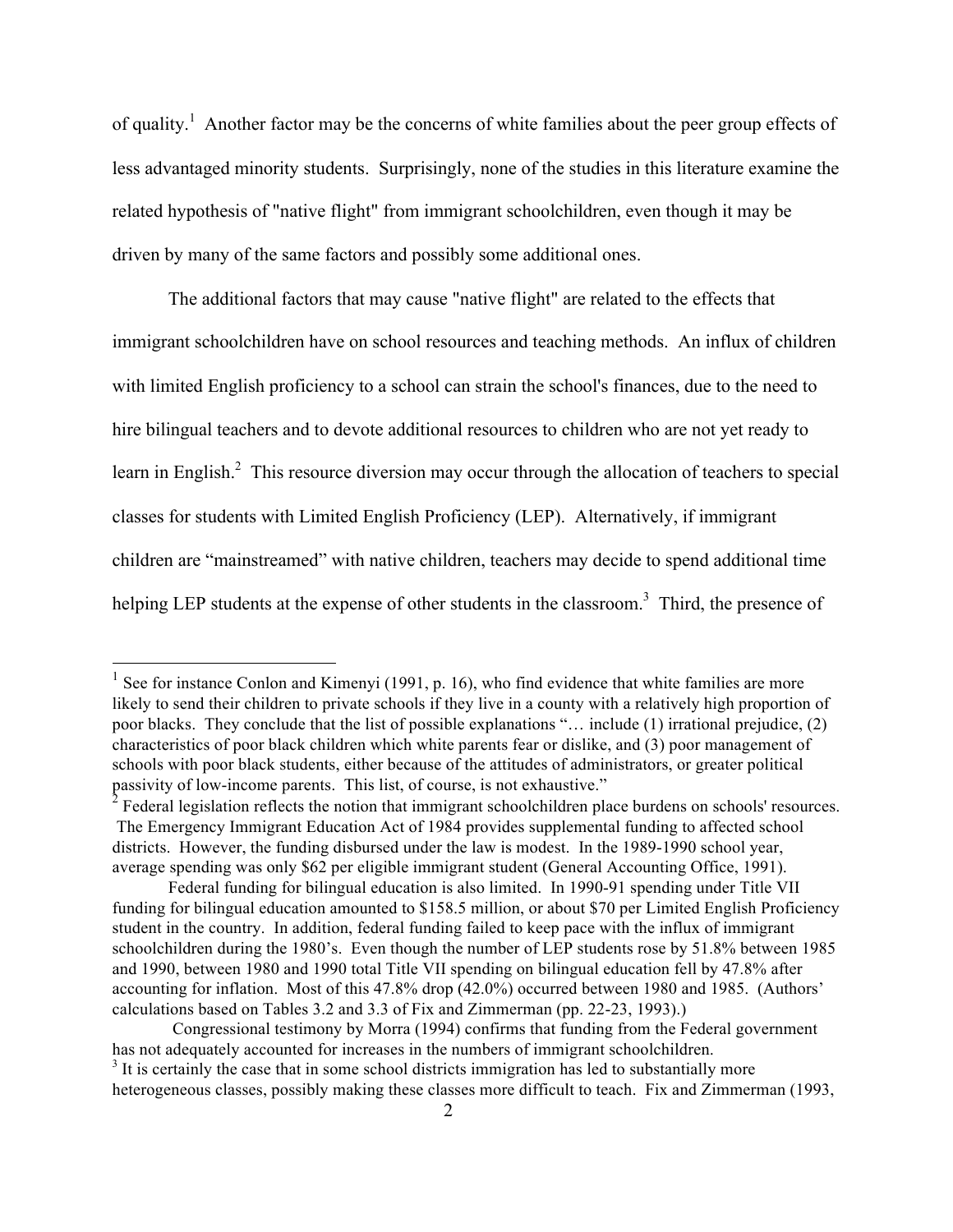of quality.[1] Another factor may be the concerns of white families about the peer group effects of less advantaged minority students. Surprisingly, none of the studies in this literature examine the related hypothesis of "native flight" from immigrant schoolchildren, even though it may be driven by many of the same factors and possibly some additional ones.

The additional factors that may cause "native flight" are related to the effects that immigrant schoolchildren have on school resources and teaching methods. An influx of children with limited English proficiency to a school can strain the school's finances, due to the need to hire bilingual teachers and to devote additional resources to children who are not yet ready to learn in English.[2] This resource diversion may occur through the allocation of teachers to special classes for students with Limited English Proficiency (LEP). Alternatively, if immigrant children are "mainstreamed" with native children, teachers may decide to spend additional time helping LEP students at the expense of other students in the classroom.[3] Third, the presence of

---

[1] See for instance Conlon and Kimenyi (1991, p. 16), who find evidence that white families are more likely to send their children to private schools if they live in a county with a relatively high proportion of poor blacks. They conclude that the list of possible explanations "… include (1) irrational prejudice, (2) characteristics of poor black children which white parents fear or dislike, and (3) poor management of schools with poor black students, either because of the attitudes of administrators, or greater political passivity of low-income parents. This list, of course, is not exhaustive."

[2] Federal legislation reflects the notion that immigrant schoolchildren place burdens on schools' resources. The Emergency Immigrant Education Act of 1984 provides supplemental funding to affected school districts. However, the funding disbursed under the law is modest. In the 1989-1990 school year, average spending was only $62 per eligible immigrant student (General Accounting Office, 1991).

Federal funding for bilingual education is also limited. In 1990-91 spending under Title VII funding for bilingual education amounted to $158.5 million, or about $70 per Limited English Proficiency student in the country. In addition, federal funding failed to keep pace with the influx of immigrant schoolchildren during the 1980's. Even though the number of LEP students rose by 51.8% between 1985 and 1990, between 1980 and 1990 total Title VII spending on bilingual education fell by 47.8% after accounting for inflation. Most of this 47.8% drop (42.0%) occurred between 1980 and 1985. (Authors' calculations based on Tables 3.2 and 3.3 of Fix and Zimmerman (pp. 22-23, 1993).)

Congressional testimony by Morra (1994) confirms that funding from the Federal government has not adequately accounted for increases in the numbers of immigrant schoolchildren.

[3] It is certainly the case that in some school districts immigration has led to substantially more heterogeneous classes, possibly making these classes more difficult to teach. Fix and Zimmerman (1993,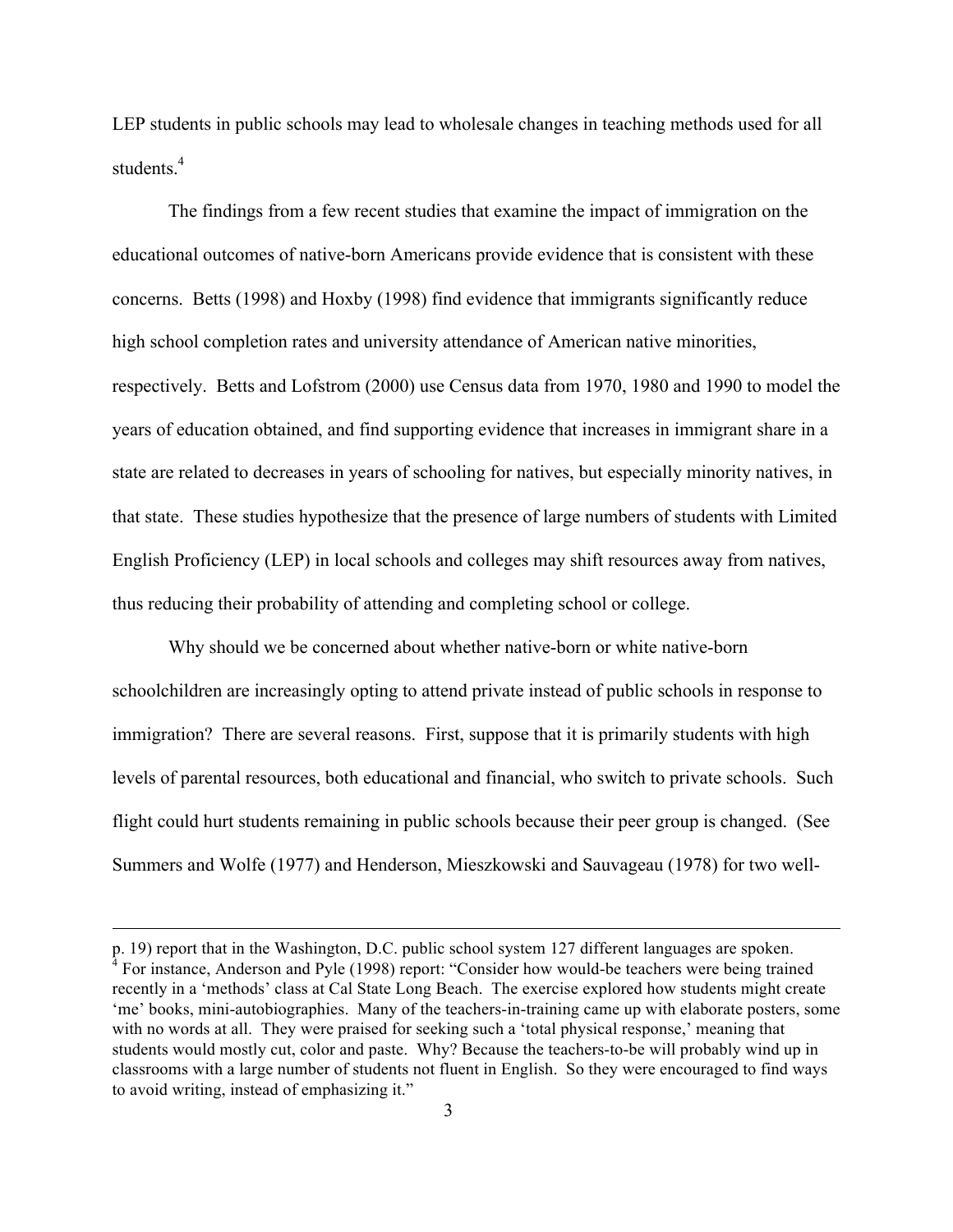LEP students in public schools may lead to wholesale changes in teaching methods used for all students.[4]

The findings from a few recent studies that examine the impact of immigration on the educational outcomes of native-born Americans provide evidence that is consistent with these concerns. Betts (1998) and Hoxby (1998) find evidence that immigrants significantly reduce high school completion rates and university attendance of American native minorities, respectively. Betts and Lofstrom (2000) use Census data from 1970, 1980 and 1990 to model the years of education obtained, and find supporting evidence that increases in immigrant share in a state are related to decreases in years of schooling for natives, but especially minority natives, in that state. These studies hypothesize that the presence of large numbers of students with Limited English Proficiency (LEP) in local schools and colleges may shift resources away from natives, thus reducing their probability of attending and completing school or college.

Why should we be concerned about whether native-born or white native-born schoolchildren are increasingly opting to attend private instead of public schools in response to immigration? There are several reasons. First, suppose that it is primarily students with high levels of parental resources, both educational and financial, who switch to private schools. Such flight could hurt students remaining in public schools because their peer group is changed. (See Summers and Wolfe (1977) and Henderson, Mieszkowski and Sauvageau (1978) for two well-

---

p. 19) report that in the Washington, D.C. public school system 127 different languages are spoken.

[4] For instance, Anderson and Pyle (1998) report: "Consider how would-be teachers were being trained recently in a 'methods' class at Cal State Long Beach. The exercise explored how students might create 'me' books, mini-autobiographies. Many of the teachers-in-training came up with elaborate posters, some with no words at all. They were praised for seeking such a 'total physical response,' meaning that students would mostly cut, color and paste. Why? Because the teachers-to-be will probably wind up in classrooms with a large number of students not fluent in English. So they were encouraged to find ways to avoid writing, instead of emphasizing it."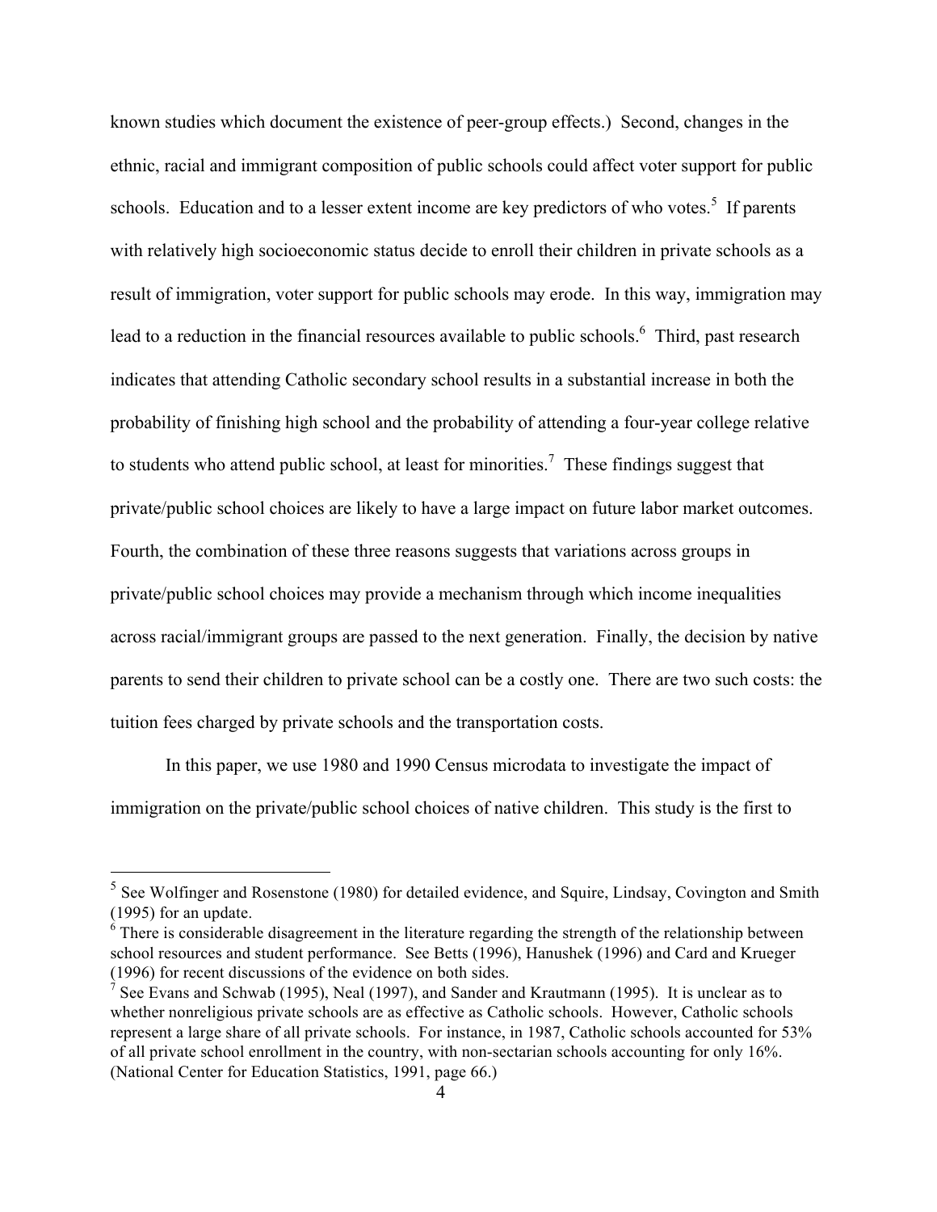known studies which document the existence of peer-group effects.) Second, changes in the ethnic, racial and immigrant composition of public schools could affect voter support for public schools. Education and to a lesser extent income are key predictors of who votes.[5] If parents with relatively high socioeconomic status decide to enroll their children in private schools as a result of immigration, voter support for public schools may erode. In this way, immigration may lead to a reduction in the financial resources available to public schools.[6] Third, past research indicates that attending Catholic secondary school results in a substantial increase in both the probability of finishing high school and the probability of attending a four-year college relative to students who attend public school, at least for minorities.[7] These findings suggest that private/public school choices are likely to have a large impact on future labor market outcomes. Fourth, the combination of these three reasons suggests that variations across groups in private/public school choices may provide a mechanism through which income inequalities across racial/immigrant groups are passed to the next generation. Finally, the decision by native parents to send their children to private school can be a costly one. There are two such costs: the tuition fees charged by private schools and the transportation costs.

In this paper, we use 1980 and 1990 Census microdata to investigate the impact of immigration on the private/public school choices of native children. This study is the first to

[5] See Wolfinger and Rosenstone (1980) for detailed evidence, and Squire, Lindsay, Covington and Smith (1995) for an update.

[6] There is considerable disagreement in the literature regarding the strength of the relationship between school resources and student performance. See Betts (1996), Hanushek (1996) and Card and Krueger (1996) for recent discussions of the evidence on both sides.

[7] See Evans and Schwab (1995), Neal (1997), and Sander and Krautmann (1995). It is unclear as to whether nonreligious private schools are as effective as Catholic schools. However, Catholic schools represent a large share of all private schools. For instance, in 1987, Catholic schools accounted for 53% of all private school enrollment in the country, with non-sectarian schools accounting for only 16%. (National Center for Education Statistics, 1991, page 66.)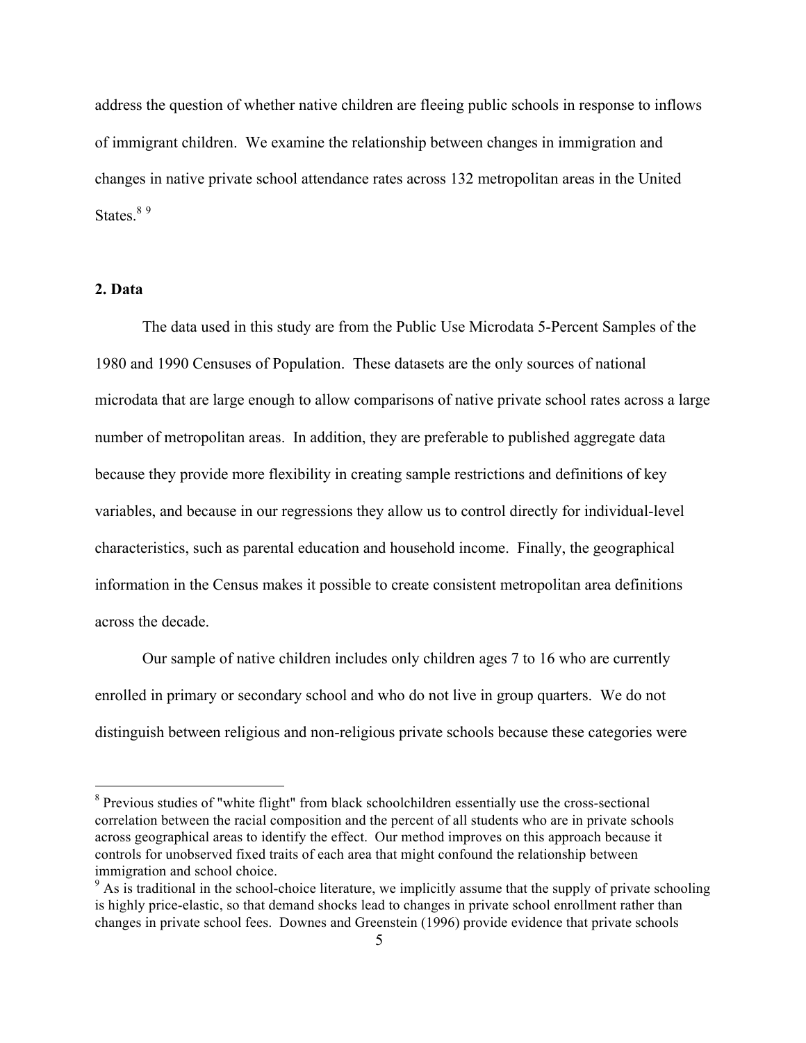address the question of whether native children are fleeing public schools in response to inflows of immigrant children. We examine the relationship between changes in immigration and changes in native private school attendance rates across 132 metropolitan areas in the United States.[8] [9]

## 2. Data

The data used in this study are from the Public Use Microdata 5-Percent Samples of the 1980 and 1990 Censuses of Population. These datasets are the only sources of national microdata that are large enough to allow comparisons of native private school rates across a large number of metropolitan areas. In addition, they are preferable to published aggregate data because they provide more flexibility in creating sample restrictions and definitions of key variables, and because in our regressions they allow us to control directly for individual-level characteristics, such as parental education and household income. Finally, the geographical information in the Census makes it possible to create consistent metropolitan area definitions across the decade.

Our sample of native children includes only children ages 7 to 16 who are currently enrolled in primary or secondary school and who do not live in group quarters. We do not distinguish between religious and non-religious private schools because these categories were

---

[8] Previous studies of "white flight" from black schoolchildren essentially use the cross-sectional correlation between the racial composition and the percent of all students who are in private schools across geographical areas to identify the effect. Our method improves on this approach because it controls for unobserved fixed traits of each area that might confound the relationship between immigration and school choice.

[9] As is traditional in the school-choice literature, we implicitly assume that the supply of private schooling is highly price-elastic, so that demand shocks lead to changes in private school enrollment rather than changes in private school fees. Downes and Greenstein (1996) provide evidence that private schools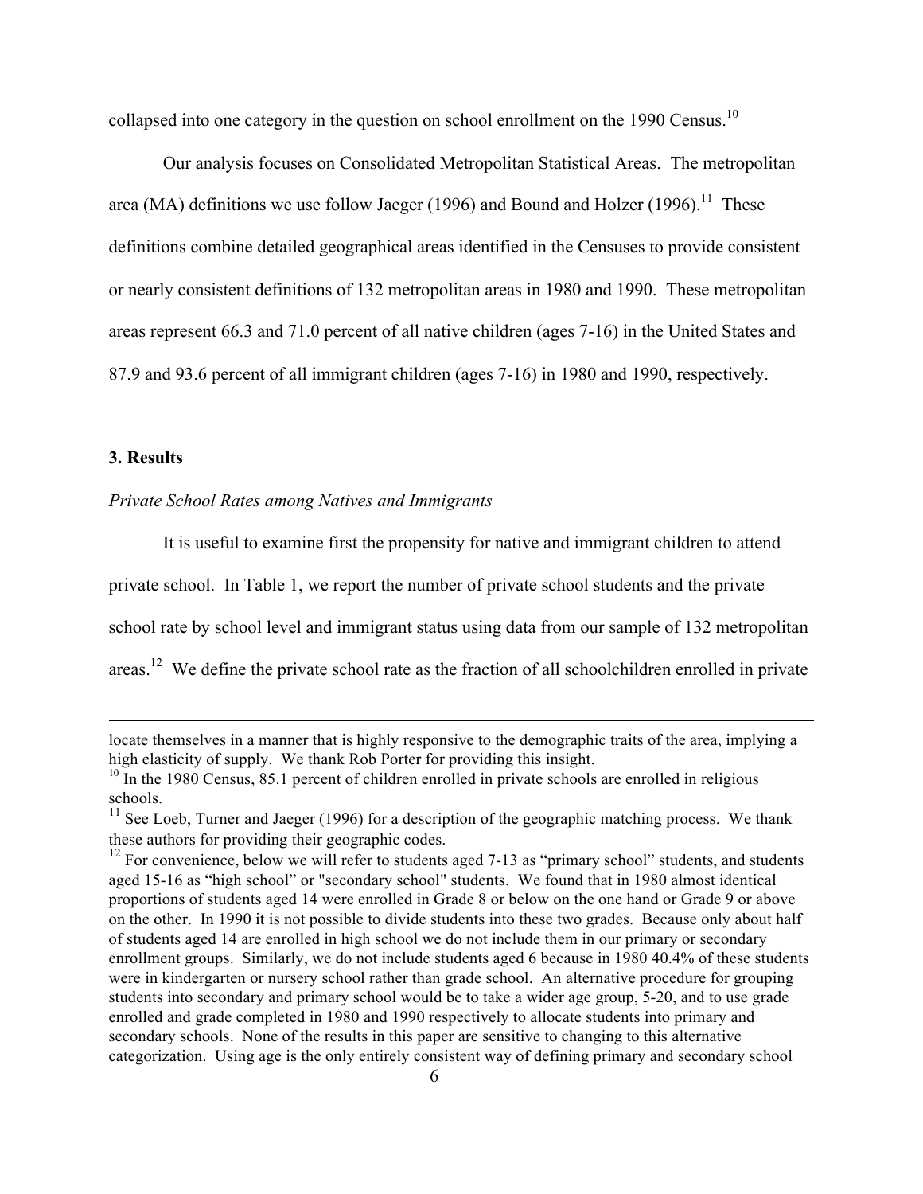collapsed into one category in the question on school enrollment on the 1990 Census.[10]

Our analysis focuses on Consolidated Metropolitan Statistical Areas. The metropolitan area (MA) definitions we use follow Jaeger (1996) and Bound and Holzer (1996).[11] These definitions combine detailed geographical areas identified in the Censuses to provide consistent or nearly consistent definitions of 132 metropolitan areas in 1980 and 1990. These metropolitan areas represent 66.3 and 71.0 percent of all native children (ages 7-16) in the United States and 87.9 and 93.6 percent of all immigrant children (ages 7-16) in 1980 and 1990, respectively.

### 3. Results

*Private School Rates among Natives and Immigrants*

It is useful to examine first the propensity for native and immigrant children to attend private school. In Table 1, we report the number of private school students and the private school rate by school level and immigrant status using data from our sample of 132 metropolitan areas.[12] We define the private school rate as the fraction of all schoolchildren enrolled in private

---

locate themselves in a manner that is highly responsive to the demographic traits of the area, implying a high elasticity of supply. We thank Rob Porter for providing this insight.

[10] In the 1980 Census, 85.1 percent of children enrolled in private schools are enrolled in religious schools.

[11] See Loeb, Turner and Jaeger (1996) for a description of the geographic matching process. We thank these authors for providing their geographic codes.

[12] For convenience, below we will refer to students aged 7-13 as "primary school" students, and students aged 15-16 as "high school" or "secondary school" students. We found that in 1980 almost identical proportions of students aged 14 were enrolled in Grade 8 or below on the one hand or Grade 9 or above on the other. In 1990 it is not possible to divide students into these two grades. Because only about half of students aged 14 are enrolled in high school we do not include them in our primary or secondary enrollment groups. Similarly, we do not include students aged 6 because in 1980 40.4% of these students were in kindergarten or nursery school rather than grade school. An alternative procedure for grouping students into secondary and primary school would be to take a wider age group, 5-20, and to use grade enrolled and grade completed in 1980 and 1990 respectively to allocate students into primary and secondary schools. None of the results in this paper are sensitive to changing to this alternative categorization. Using age is the only entirely consistent way of defining primary and secondary school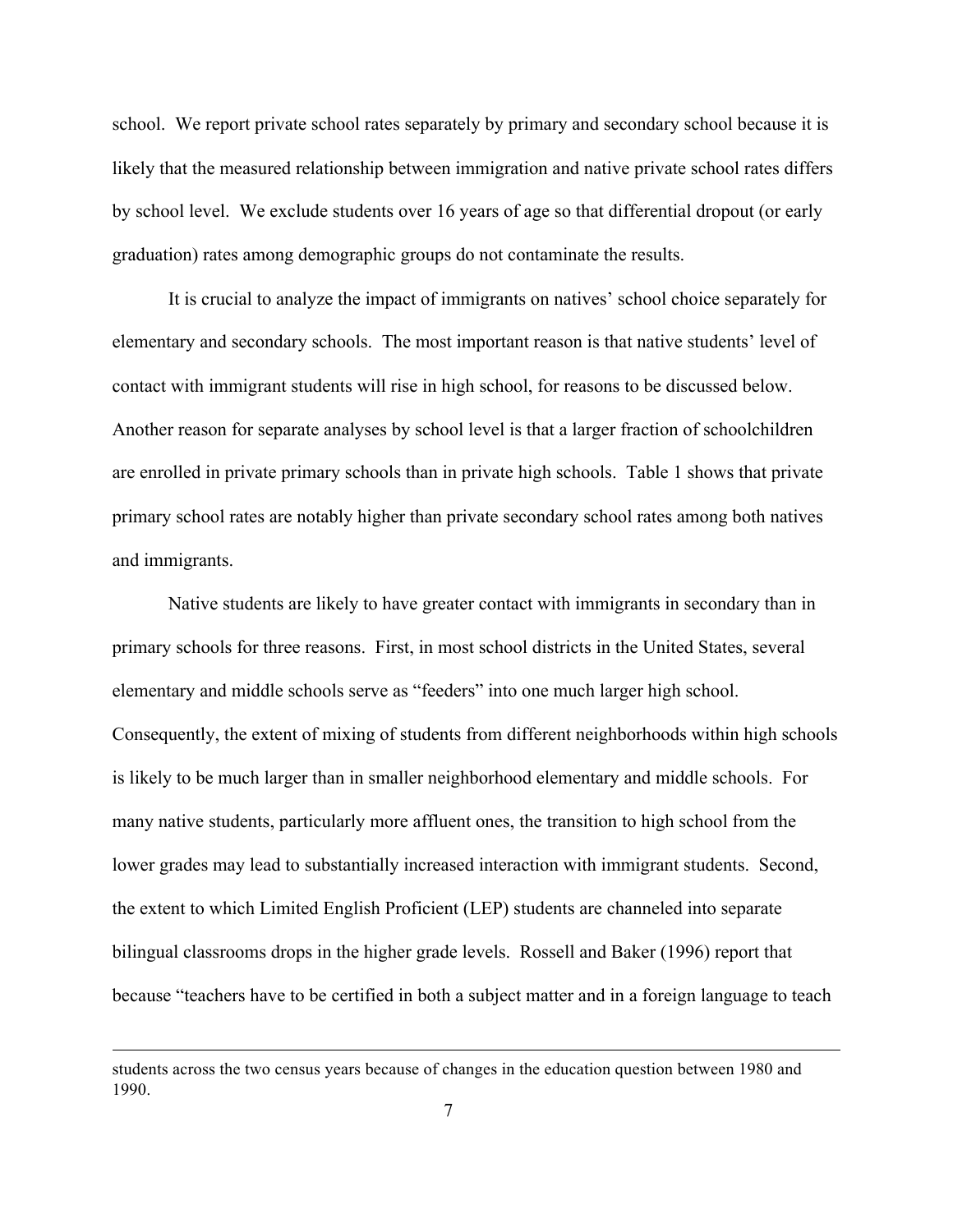school. We report private school rates separately by primary and secondary school because it is likely that the measured relationship between immigration and native private school rates differs by school level. We exclude students over 16 years of age so that differential dropout (or early graduation) rates among demographic groups do not contaminate the results.

It is crucial to analyze the impact of immigrants on natives' school choice separately for elementary and secondary schools. The most important reason is that native students' level of contact with immigrant students will rise in high school, for reasons to be discussed below. Another reason for separate analyses by school level is that a larger fraction of schoolchildren are enrolled in private primary schools than in private high schools. Table 1 shows that private primary school rates are notably higher than private secondary school rates among both natives and immigrants.

Native students are likely to have greater contact with immigrants in secondary than in primary schools for three reasons. First, in most school districts in the United States, several elementary and middle schools serve as "feeders" into one much larger high school. Consequently, the extent of mixing of students from different neighborhoods within high schools is likely to be much larger than in smaller neighborhood elementary and middle schools. For many native students, particularly more affluent ones, the transition to high school from the lower grades may lead to substantially increased interaction with immigrant students. Second, the extent to which Limited English Proficient (LEP) students are channeled into separate bilingual classrooms drops in the higher grade levels. Rossell and Baker (1996) report that because "teachers have to be certified in both a subject matter and in a foreign language to teach

---

students across the two census years because of changes in the education question between 1980 and 1990.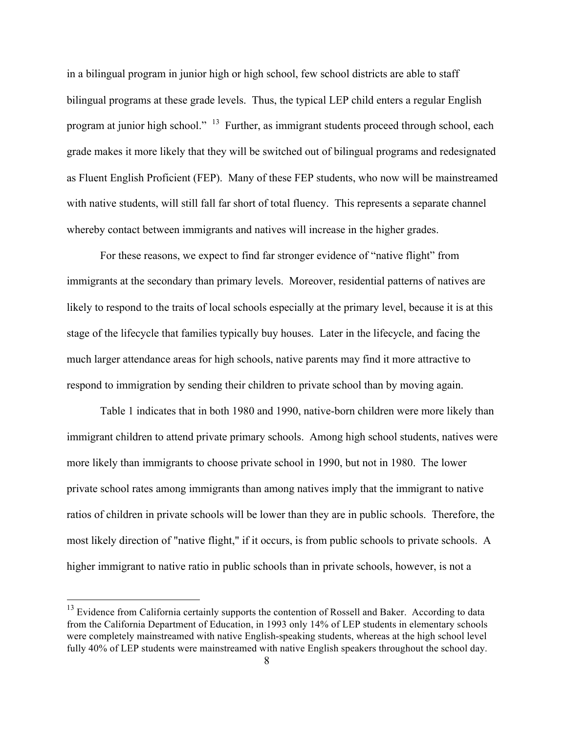in a bilingual program in junior high or high school, few school districts are able to staff bilingual programs at these grade levels. Thus, the typical LEP child enters a regular English program at junior high school." [13] Further, as immigrant students proceed through school, each grade makes it more likely that they will be switched out of bilingual programs and redesignated as Fluent English Proficient (FEP). Many of these FEP students, who now will be mainstreamed with native students, will still fall far short of total fluency. This represents a separate channel whereby contact between immigrants and natives will increase in the higher grades.

For these reasons, we expect to find far stronger evidence of "native flight" from immigrants at the secondary than primary levels. Moreover, residential patterns of natives are likely to respond to the traits of local schools especially at the primary level, because it is at this stage of the lifecycle that families typically buy houses. Later in the lifecycle, and facing the much larger attendance areas for high schools, native parents may find it more attractive to respond to immigration by sending their children to private school than by moving again.

Table 1 indicates that in both 1980 and 1990, native-born children were more likely than immigrant children to attend private primary schools. Among high school students, natives were more likely than immigrants to choose private school in 1990, but not in 1980. The lower private school rates among immigrants than among natives imply that the immigrant to native ratios of children in private schools will be lower than they are in public schools. Therefore, the most likely direction of "native flight," if it occurs, is from public schools to private schools. A higher immigrant to native ratio in public schools than in private schools, however, is not a

[13] Evidence from California certainly supports the contention of Rossell and Baker. According to data from the California Department of Education, in 1993 only 14% of LEP students in elementary schools were completely mainstreamed with native English-speaking students, whereas at the high school level fully 40% of LEP students were mainstreamed with native English speakers throughout the school day.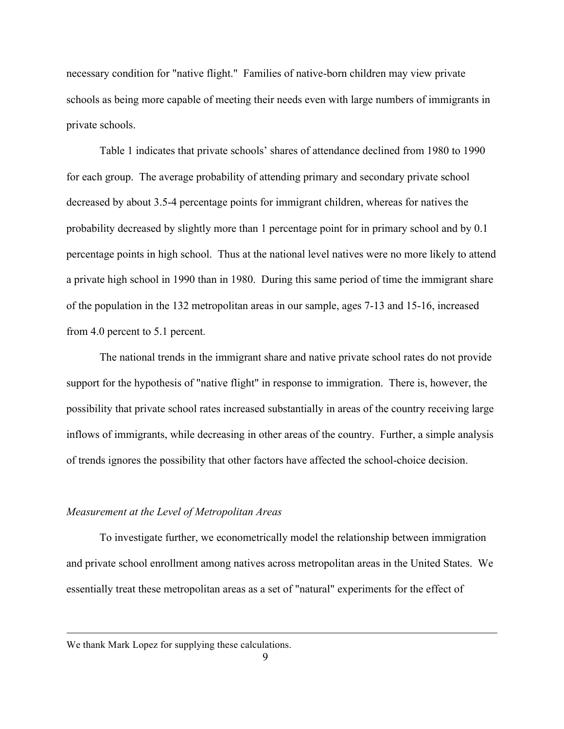necessary condition for "native flight." Families of native-born children may view private schools as being more capable of meeting their needs even with large numbers of immigrants in private schools.

Table 1 indicates that private schools' shares of attendance declined from 1980 to 1990 for each group. The average probability of attending primary and secondary private school decreased by about 3.5-4 percentage points for immigrant children, whereas for natives the probability decreased by slightly more than 1 percentage point for in primary school and by 0.1 percentage points in high school. Thus at the national level natives were no more likely to attend a private high school in 1990 than in 1980. During this same period of time the immigrant share of the population in the 132 metropolitan areas in our sample, ages 7-13 and 15-16, increased from 4.0 percent to 5.1 percent.

The national trends in the immigrant share and native private school rates do not provide support for the hypothesis of "native flight" in response to immigration. There is, however, the possibility that private school rates increased substantially in areas of the country receiving large inflows of immigrants, while decreasing in other areas of the country. Further, a simple analysis of trends ignores the possibility that other factors have affected the school-choice decision.

*Measurement at the Level of Metropolitan Areas*

To investigate further, we econometrically model the relationship between immigration and private school enrollment among natives across metropolitan areas in the United States. We essentially treat these metropolitan areas as a set of "natural" experiments for the effect of

---

We thank Mark Lopez for supplying these calculations.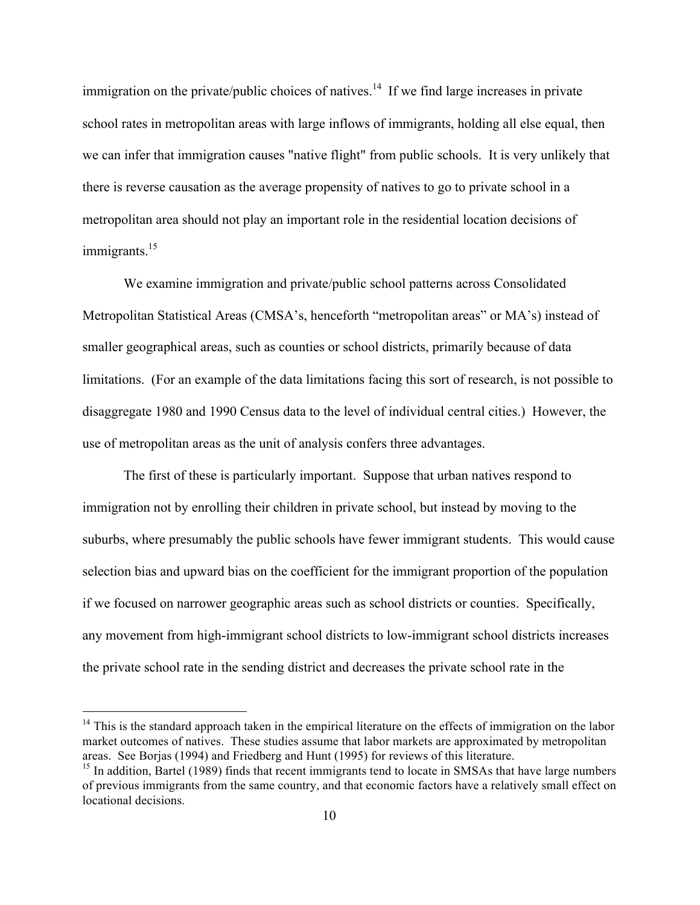immigration on the private/public choices of natives.[14] If we find large increases in private school rates in metropolitan areas with large inflows of immigrants, holding all else equal, then we can infer that immigration causes "native flight" from public schools. It is very unlikely that there is reverse causation as the average propensity of natives to go to private school in a metropolitan area should not play an important role in the residential location decisions of immigrants.[15]

We examine immigration and private/public school patterns across Consolidated Metropolitan Statistical Areas (CMSA's, henceforth "metropolitan areas" or MA's) instead of smaller geographical areas, such as counties or school districts, primarily because of data limitations. (For an example of the data limitations facing this sort of research, is not possible to disaggregate 1980 and 1990 Census data to the level of individual central cities.) However, the use of metropolitan areas as the unit of analysis confers three advantages.

The first of these is particularly important. Suppose that urban natives respond to immigration not by enrolling their children in private school, but instead by moving to the suburbs, where presumably the public schools have fewer immigrant students. This would cause selection bias and upward bias on the coefficient for the immigrant proportion of the population if we focused on narrower geographic areas such as school districts or counties. Specifically, any movement from high-immigrant school districts to low-immigrant school districts increases the private school rate in the sending district and decreases the private school rate in the

[14] This is the standard approach taken in the empirical literature on the effects of immigration on the labor market outcomes of natives. These studies assume that labor markets are approximated by metropolitan areas. See Borjas (1994) and Friedberg and Hunt (1995) for reviews of this literature.

[15] In addition, Bartel (1989) finds that recent immigrants tend to locate in SMSAs that have large numbers of previous immigrants from the same country, and that economic factors have a relatively small effect on locational decisions.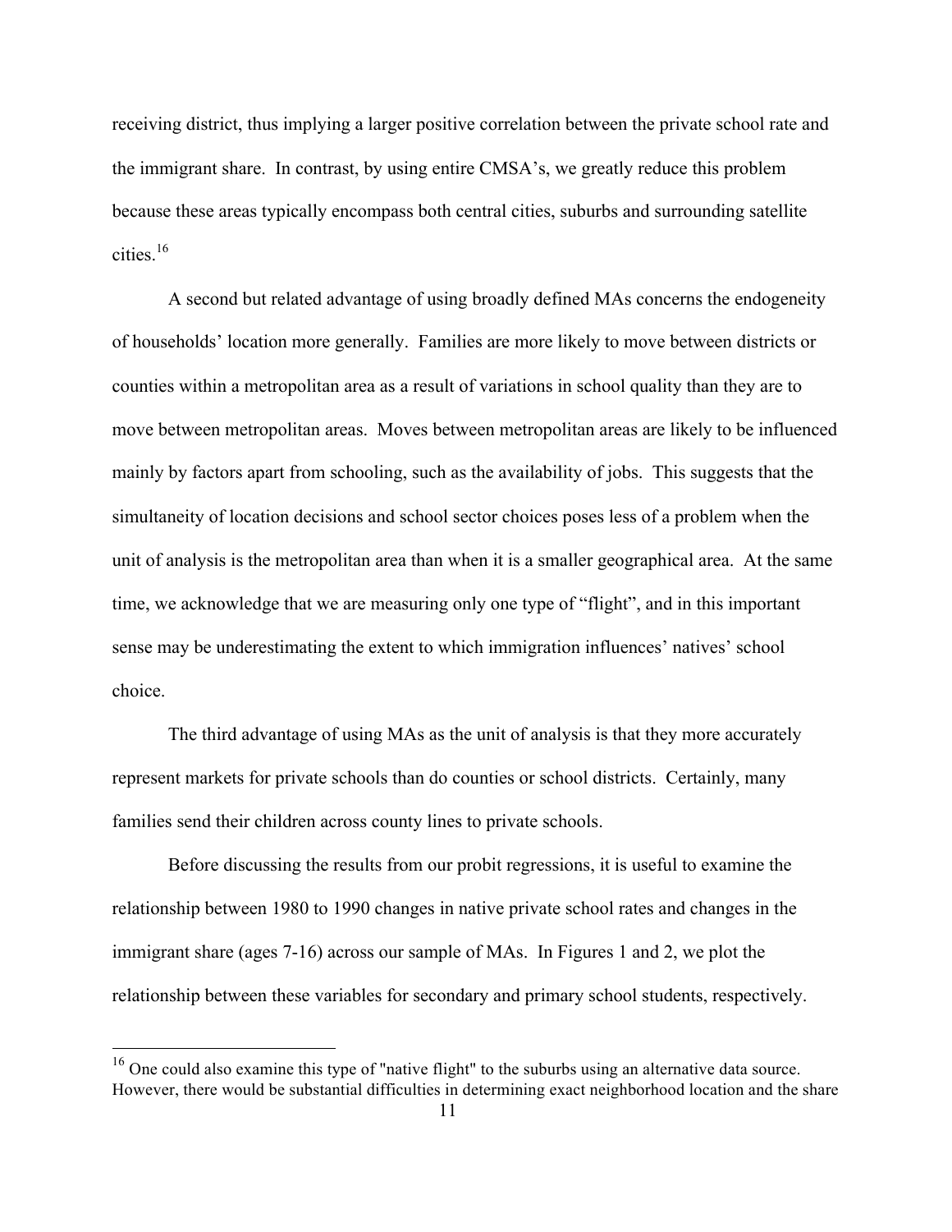receiving district, thus implying a larger positive correlation between the private school rate and the immigrant share. In contrast, by using entire CMSA's, we greatly reduce this problem because these areas typically encompass both central cities, suburbs and surrounding satellite cities.[16]

A second but related advantage of using broadly defined MAs concerns the endogeneity of households' location more generally. Families are more likely to move between districts or counties within a metropolitan area as a result of variations in school quality than they are to move between metropolitan areas. Moves between metropolitan areas are likely to be influenced mainly by factors apart from schooling, such as the availability of jobs. This suggests that the simultaneity of location decisions and school sector choices poses less of a problem when the unit of analysis is the metropolitan area than when it is a smaller geographical area. At the same time, we acknowledge that we are measuring only one type of "flight", and in this important sense may be underestimating the extent to which immigration influences' natives' school choice.

The third advantage of using MAs as the unit of analysis is that they more accurately represent markets for private schools than do counties or school districts. Certainly, many families send their children across county lines to private schools.

Before discussing the results from our probit regressions, it is useful to examine the relationship between 1980 to 1990 changes in native private school rates and changes in the immigrant share (ages 7-16) across our sample of MAs. In Figures 1 and 2, we plot the relationship between these variables for secondary and primary school students, respectively.

[16] One could also examine this type of "native flight" to the suburbs using an alternative data source. However, there would be substantial difficulties in determining exact neighborhood location and the share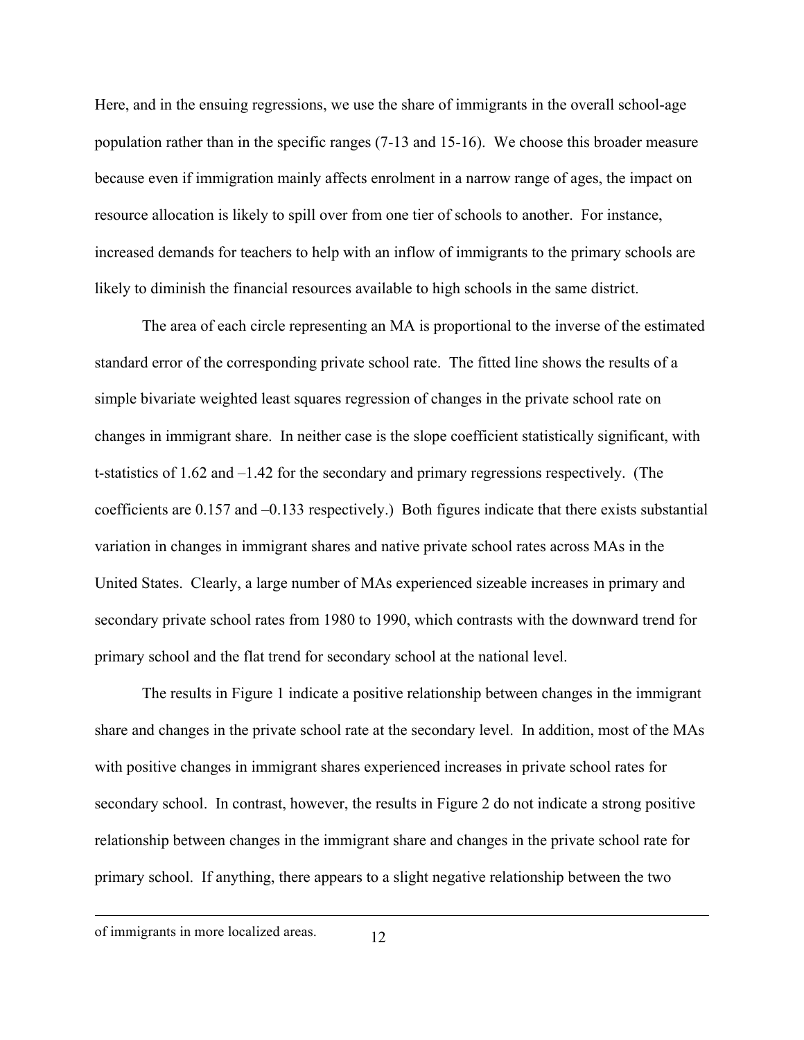Here, and in the ensuing regressions, we use the share of immigrants in the overall school-age population rather than in the specific ranges (7-13 and 15-16). We choose this broader measure because even if immigration mainly affects enrolment in a narrow range of ages, the impact on resource allocation is likely to spill over from one tier of schools to another. For instance, increased demands for teachers to help with an inflow of immigrants to the primary schools are likely to diminish the financial resources available to high schools in the same district.

The area of each circle representing an MA is proportional to the inverse of the estimated standard error of the corresponding private school rate. The fitted line shows the results of a simple bivariate weighted least squares regression of changes in the private school rate on changes in immigrant share. In neither case is the slope coefficient statistically significant, with t-statistics of 1.62 and –1.42 for the secondary and primary regressions respectively. (The coefficients are 0.157 and –0.133 respectively.) Both figures indicate that there exists substantial variation in changes in immigrant shares and native private school rates across MAs in the United States. Clearly, a large number of MAs experienced sizeable increases in primary and secondary private school rates from 1980 to 1990, which contrasts with the downward trend for primary school and the flat trend for secondary school at the national level.

The results in Figure 1 indicate a positive relationship between changes in the immigrant share and changes in the private school rate at the secondary level. In addition, most of the MAs with positive changes in immigrant shares experienced increases in private school rates for secondary school. In contrast, however, the results in Figure 2 do not indicate a strong positive relationship between changes in the immigrant share and changes in the private school rate for primary school. If anything, there appears to a slight negative relationship between the two

---

of immigrants in more localized areas.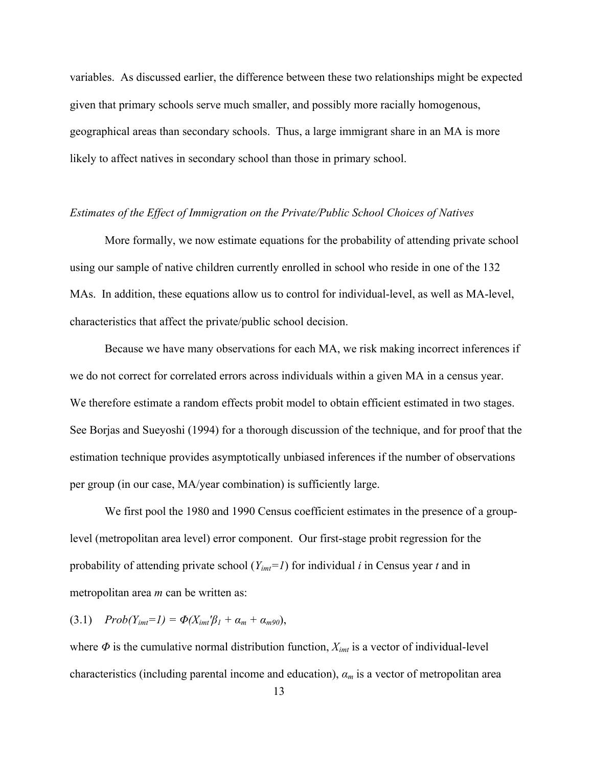variables. As discussed earlier, the difference between these two relationships might be expected given that primary schools serve much smaller, and possibly more racially homogenous, geographical areas than secondary schools. Thus, a large immigrant share in an MA is more likely to affect natives in secondary school than those in primary school.

### *Estimates of the Effect of Immigration on the Private/Public School Choices of Natives*

More formally, we now estimate equations for the probability of attending private school using our sample of native children currently enrolled in school who reside in one of the 132 MAs. In addition, these equations allow us to control for individual-level, as well as MA-level, characteristics that affect the private/public school decision.

Because we have many observations for each MA, we risk making incorrect inferences if we do not correct for correlated errors across individuals within a given MA in a census year. We therefore estimate a random effects probit model to obtain efficient estimated in two stages. See Borjas and Sueyoshi (1994) for a thorough discussion of the technique, and for proof that the estimation technique provides asymptotically unbiased inferences if the number of observations per group (in our case, MA/year combination) is sufficiently large.

We first pool the 1980 and 1990 Census coefficient estimates in the presence of a group-level (metropolitan area level) error component. Our first-stage probit regression for the probability of attending private school ($Y_{imt}=1$) for individual $i$ in Census year $t$ and in metropolitan area $m$ can be written as:

$$(3.1) \quad Prob(Y_{imt}=1) = \Phi(X_{imt}'\beta_1 + \alpha_m + \alpha_{m90}),$$

where $\Phi$ is the cumulative normal distribution function, $X_{imt}$ is a vector of individual-level characteristics (including parental income and education), $\alpha_m$ is a vector of metropolitan area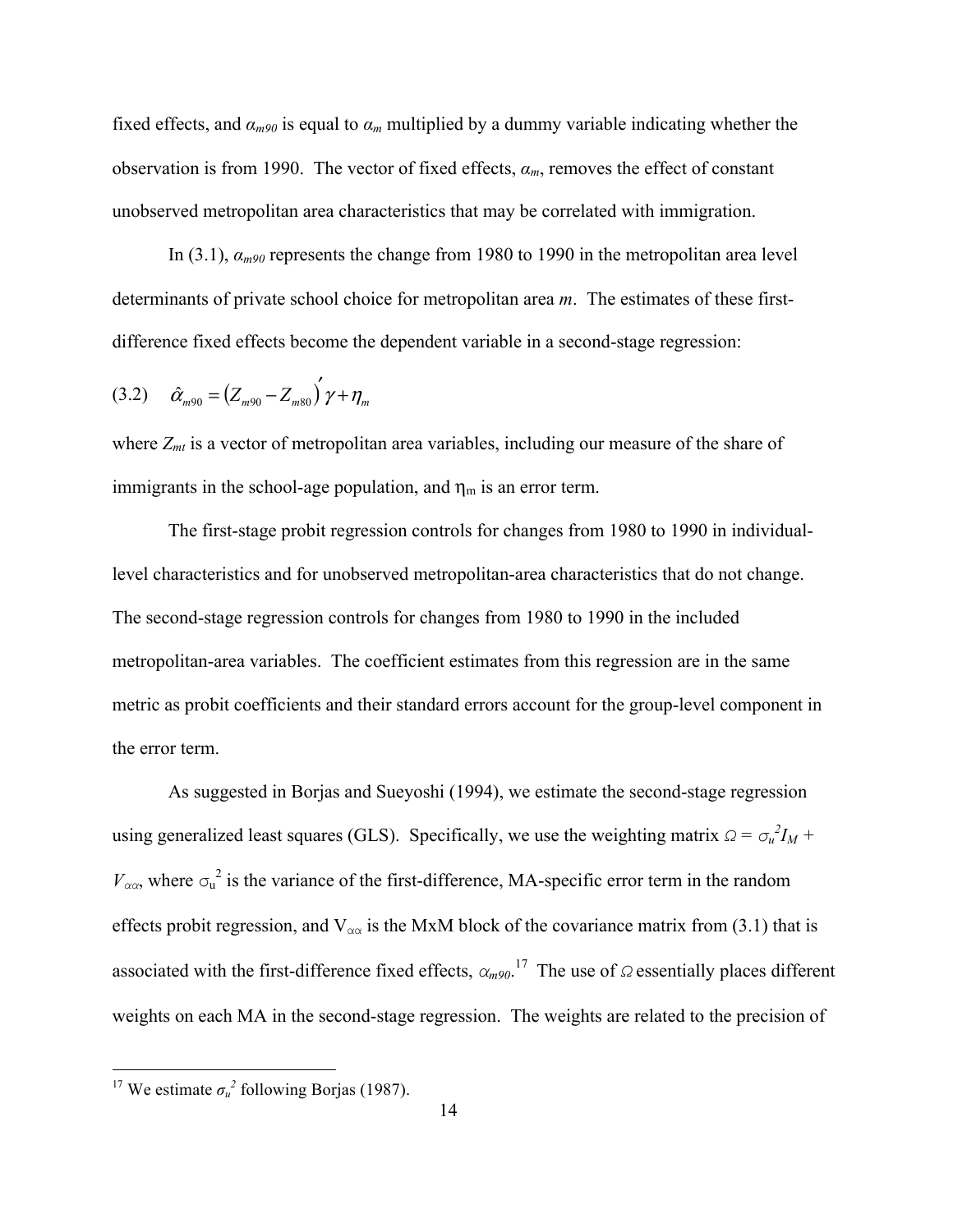fixed effects, and $\alpha_{m90}$ is equal to $\alpha_m$ multiplied by a dummy variable indicating whether the observation is from 1990. The vector of fixed effects, $\alpha_m$, removes the effect of constant unobserved metropolitan area characteristics that may be correlated with immigration.

In (3.1), $\alpha_{m90}$ represents the change from 1980 to 1990 in the metropolitan area level determinants of private school choice for metropolitan area $m$. The estimates of these first-difference fixed effects become the dependent variable in a second-stage regression:

$$(3.2) \quad \hat{\alpha}_{m90} = \left(Z_{m90} - Z_{m80}\right)' \gamma + \eta_m$$

where $Z_{mt}$ is a vector of metropolitan area variables, including our measure of the share of immigrants in the school-age population, and $\eta_m$ is an error term.

The first-stage probit regression controls for changes from 1980 to 1990 in individual-level characteristics and for unobserved metropolitan-area characteristics that do not change. The second-stage regression controls for changes from 1980 to 1990 in the included metropolitan-area variables. The coefficient estimates from this regression are in the same metric as probit coefficients and their standard errors account for the group-level component in the error term.

As suggested in Borjas and Sueyoshi (1994), we estimate the second-stage regression using generalized least squares (GLS). Specifically, we use the weighting matrix $\Omega = \sigma_u^2 I_M + V_{\alpha\alpha}$, where $\sigma_u^2$ is the variance of the first-difference, MA-specific error term in the random effects probit regression, and $V_{\alpha\alpha}$ is the MxM block of the covariance matrix from (3.1) that is associated with the first-difference fixed effects, $\alpha_{m90}$.[17] The use of $\Omega$ essentially places different weights on each MA in the second-stage regression. The weights are related to the precision of

[17] We estimate $\sigma_u^2$ following Borjas (1987).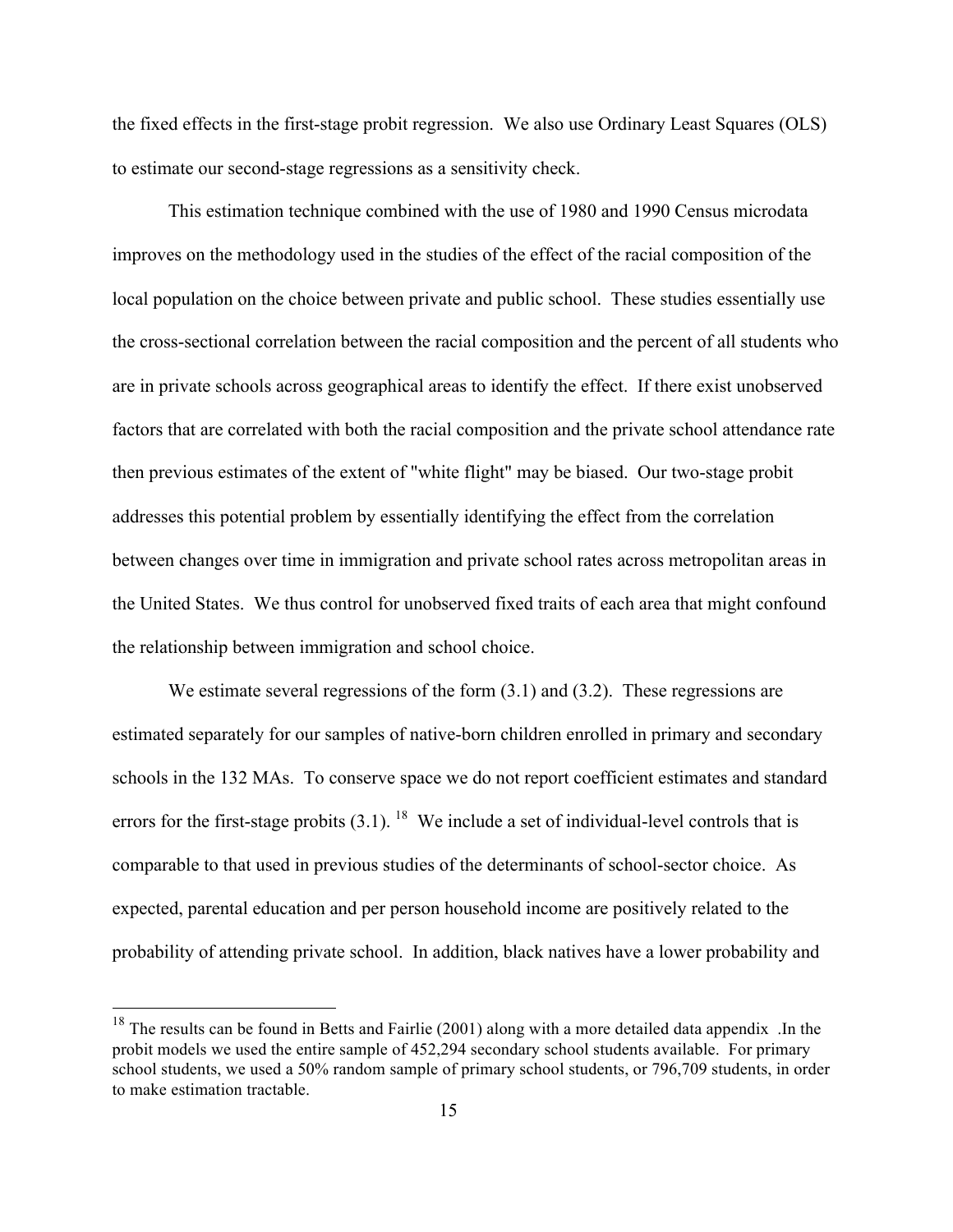the fixed effects in the first-stage probit regression. We also use Ordinary Least Squares (OLS) to estimate our second-stage regressions as a sensitivity check.

This estimation technique combined with the use of 1980 and 1990 Census microdata improves on the methodology used in the studies of the effect of the racial composition of the local population on the choice between private and public school. These studies essentially use the cross-sectional correlation between the racial composition and the percent of all students who are in private schools across geographical areas to identify the effect. If there exist unobserved factors that are correlated with both the racial composition and the private school attendance rate then previous estimates of the extent of "white flight" may be biased. Our two-stage probit addresses this potential problem by essentially identifying the effect from the correlation between changes over time in immigration and private school rates across metropolitan areas in the United States. We thus control for unobserved fixed traits of each area that might confound the relationship between immigration and school choice.

We estimate several regressions of the form (3.1) and (3.2). These regressions are estimated separately for our samples of native-born children enrolled in primary and secondary schools in the 132 MAs. To conserve space we do not report coefficient estimates and standard errors for the first-stage probits (3.1).[18] We include a set of individual-level controls that is comparable to that used in previous studies of the determinants of school-sector choice. As expected, parental education and per person household income are positively related to the probability of attending private school. In addition, black natives have a lower probability and

[18] The results can be found in Betts and Fairlie (2001) along with a more detailed data appendix .In the probit models we used the entire sample of 452,294 secondary school students available. For primary school students, we used a 50% random sample of primary school students, or 796,709 students, in order to make estimation tractable.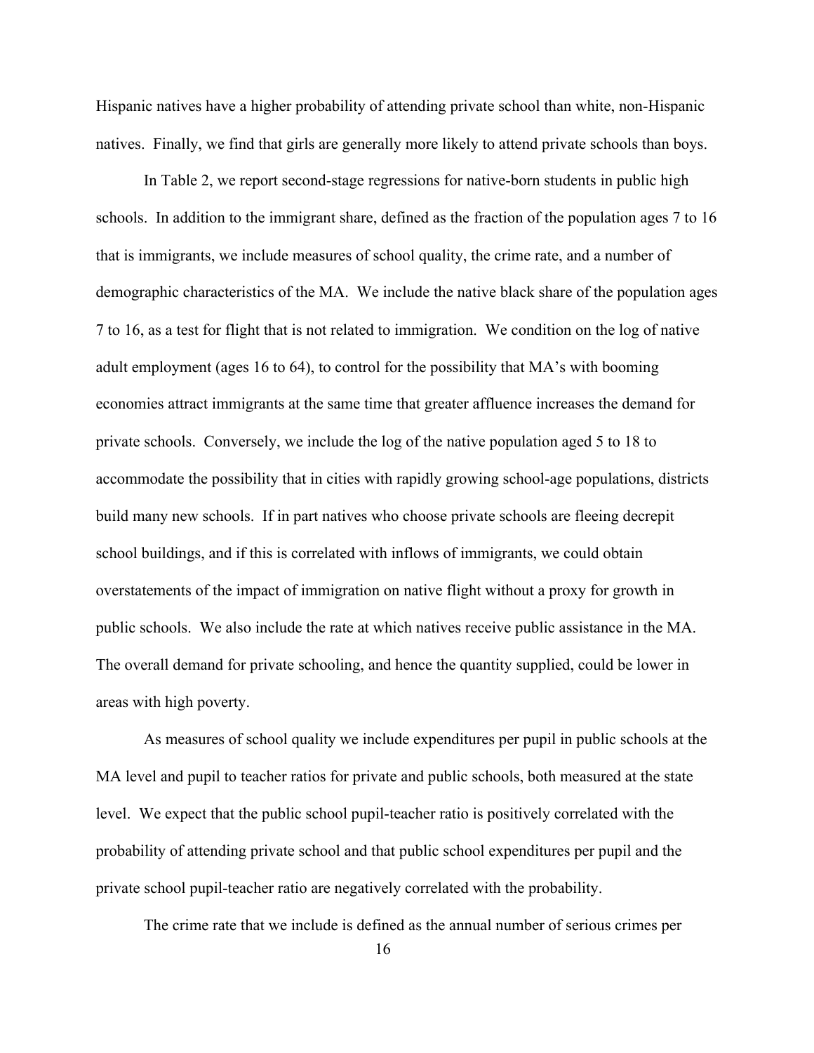Hispanic natives have a higher probability of attending private school than white, non-Hispanic natives. Finally, we find that girls are generally more likely to attend private schools than boys.

In Table 2, we report second-stage regressions for native-born students in public high schools. In addition to the immigrant share, defined as the fraction of the population ages 7 to 16 that is immigrants, we include measures of school quality, the crime rate, and a number of demographic characteristics of the MA. We include the native black share of the population ages 7 to 16, as a test for flight that is not related to immigration. We condition on the log of native adult employment (ages 16 to 64), to control for the possibility that MA's with booming economies attract immigrants at the same time that greater affluence increases the demand for private schools. Conversely, we include the log of the native population aged 5 to 18 to accommodate the possibility that in cities with rapidly growing school-age populations, districts build many new schools. If in part natives who choose private schools are fleeing decrepit school buildings, and if this is correlated with inflows of immigrants, we could obtain overstatements of the impact of immigration on native flight without a proxy for growth in public schools. We also include the rate at which natives receive public assistance in the MA. The overall demand for private schooling, and hence the quantity supplied, could be lower in areas with high poverty.

As measures of school quality we include expenditures per pupil in public schools at the MA level and pupil to teacher ratios for private and public schools, both measured at the state level. We expect that the public school pupil-teacher ratio is positively correlated with the probability of attending private school and that public school expenditures per pupil and the private school pupil-teacher ratio are negatively correlated with the probability.

The crime rate that we include is defined as the annual number of serious crimes per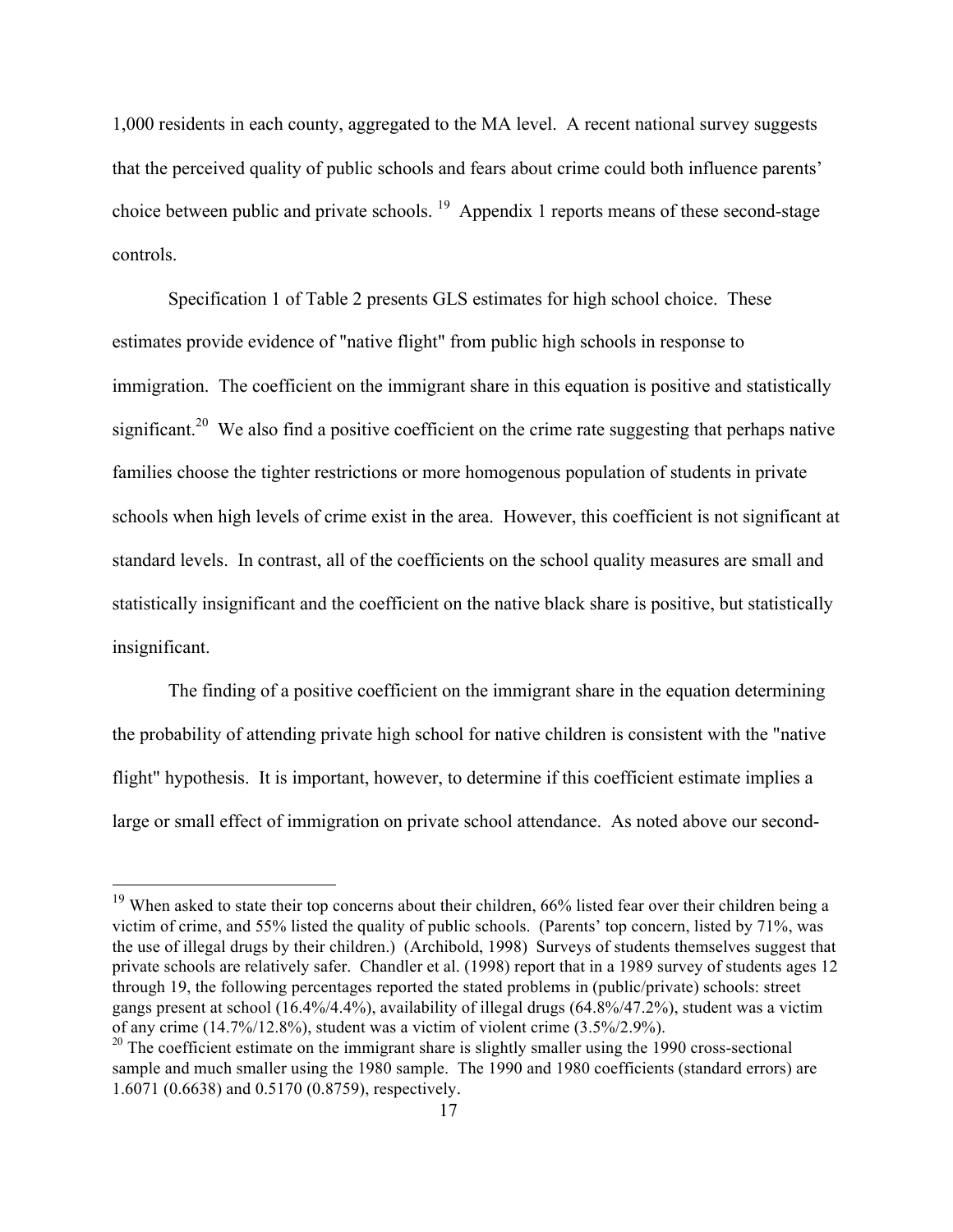1,000 residents in each county, aggregated to the MA level. A recent national survey suggests that the perceived quality of public schools and fears about crime could both influence parents' choice between public and private schools. [19] Appendix 1 reports means of these second-stage controls.

Specification 1 of Table 2 presents GLS estimates for high school choice. These estimates provide evidence of "native flight" from public high schools in response to immigration. The coefficient on the immigrant share in this equation is positive and statistically significant.[20] We also find a positive coefficient on the crime rate suggesting that perhaps native families choose the tighter restrictions or more homogenous population of students in private schools when high levels of crime exist in the area. However, this coefficient is not significant at standard levels. In contrast, all of the coefficients on the school quality measures are small and statistically insignificant and the coefficient on the native black share is positive, but statistically insignificant.

The finding of a positive coefficient on the immigrant share in the equation determining the probability of attending private high school for native children is consistent with the "native flight" hypothesis. It is important, however, to determine if this coefficient estimate implies a large or small effect of immigration on private school attendance. As noted above our second-

---

[19] When asked to state their top concerns about their children, 66% listed fear over their children being a victim of crime, and 55% listed the quality of public schools. (Parents' top concern, listed by 71%, was the use of illegal drugs by their children.) (Archibold, 1998) Surveys of students themselves suggest that private schools are relatively safer. Chandler et al. (1998) report that in a 1989 survey of students ages 12 through 19, the following percentages reported the stated problems in (public/private) schools: street gangs present at school (16.4%/4.4%), availability of illegal drugs (64.8%/47.2%), student was a victim of any crime (14.7%/12.8%), student was a victim of violent crime (3.5%/2.9%).

[20] The coefficient estimate on the immigrant share is slightly smaller using the 1990 cross-sectional sample and much smaller using the 1980 sample. The 1990 and 1980 coefficients (standard errors) are 1.6071 (0.6638) and 0.5170 (0.8759), respectively.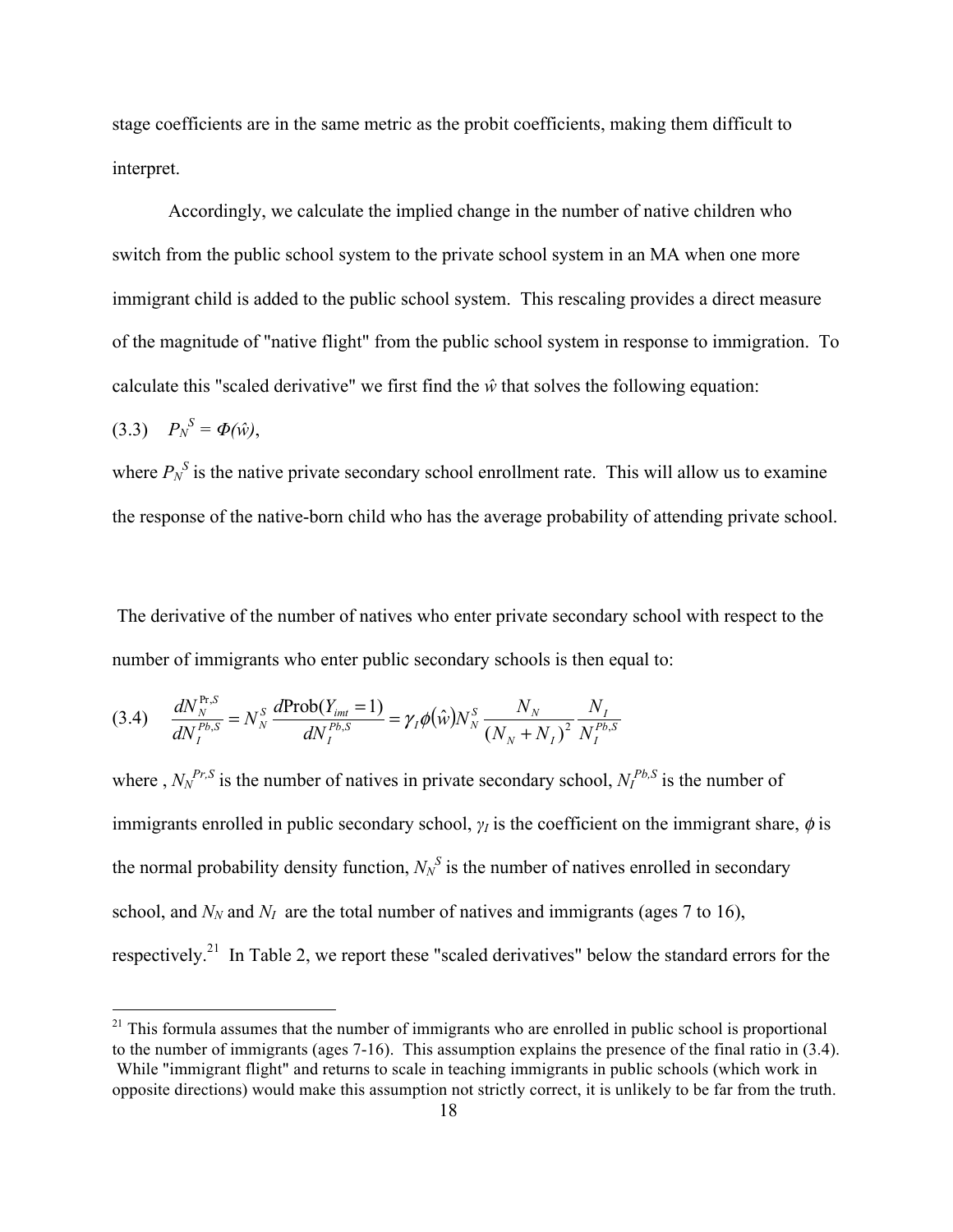stage coefficients are in the same metric as the probit coefficients, making them difficult to interpret.

Accordingly, we calculate the implied change in the number of native children who switch from the public school system to the private school system in an MA when one more immigrant child is added to the public school system. This rescaling provides a direct measure of the magnitude of "native flight" from the public school system in response to immigration. To calculate this "scaled derivative" we first find the $\hat{w}$ that solves the following equation:

$$(3.3) \quad P_N^S = \Phi(\hat{w}),$$

where $P_N^S$ is the native private secondary school enrollment rate. This will allow us to examine the response of the native-born child who has the average probability of attending private school.

The derivative of the number of natives who enter private secondary school with respect to the number of immigrants who enter public secondary schools is then equal to:

$$(3.4) \quad \frac{dN_N^{\Pr,S}}{dN_I^{Pb,S}} = N_N^S \frac{d\text{Prob}(Y_{imt}=1)}{dN_I^{Pb,S}} = \gamma_I \phi(\hat{w}) N_N^S \frac{N_N}{(N_N + N_I)^2} \frac{N_I}{N_I^{Pb,S}}$$

where , $N_N^{Pr,S}$ is the number of natives in private secondary school, $N_I^{Pb,S}$ is the number of immigrants enrolled in public secondary school, $\gamma_I$ is the coefficient on the immigrant share, $\phi$ is the normal probability density function, $N_N^S$ is the number of natives enrolled in secondary school, and $N_N$ and $N_I$ are the total number of natives and immigrants (ages 7 to 16), respectively.[21] In Table 2, we report these "scaled derivatives" below the standard errors for the

[21] This formula assumes that the number of immigrants who are enrolled in public school is proportional to the number of immigrants (ages 7-16). This assumption explains the presence of the final ratio in (3.4). While "immigrant flight" and returns to scale in teaching immigrants in public schools (which work in opposite directions) would make this assumption not strictly correct, it is unlikely to be far from the truth.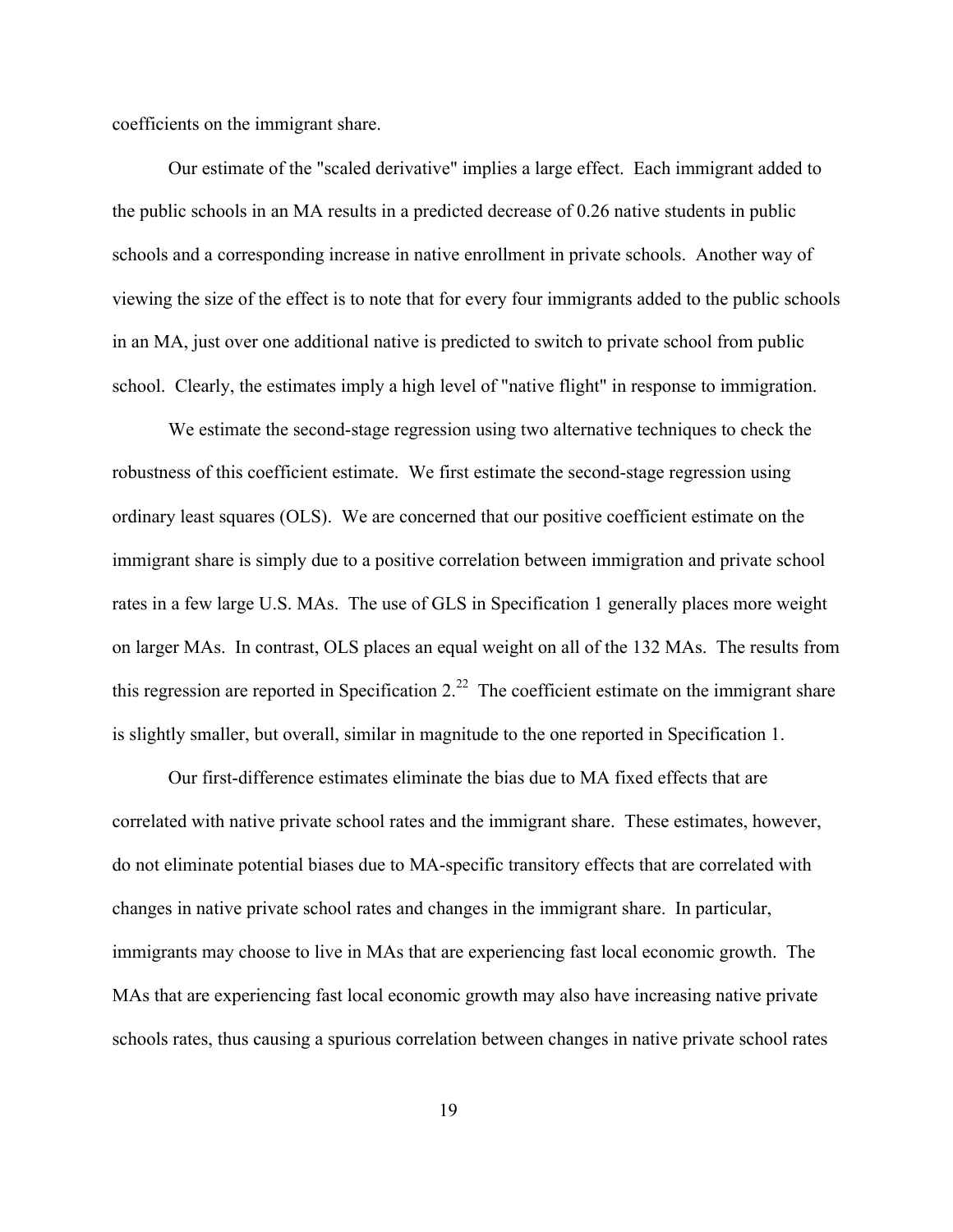coefficients on the immigrant share.

Our estimate of the "scaled derivative" implies a large effect. Each immigrant added to the public schools in an MA results in a predicted decrease of 0.26 native students in public schools and a corresponding increase in native enrollment in private schools. Another way of viewing the size of the effect is to note that for every four immigrants added to the public schools in an MA, just over one additional native is predicted to switch to private school from public school. Clearly, the estimates imply a high level of "native flight" in response to immigration.

We estimate the second-stage regression using two alternative techniques to check the robustness of this coefficient estimate. We first estimate the second-stage regression using ordinary least squares (OLS). We are concerned that our positive coefficient estimate on the immigrant share is simply due to a positive correlation between immigration and private school rates in a few large U.S. MAs. The use of GLS in Specification 1 generally places more weight on larger MAs. In contrast, OLS places an equal weight on all of the 132 MAs. The results from this regression are reported in Specification 2.[22] The coefficient estimate on the immigrant share is slightly smaller, but overall, similar in magnitude to the one reported in Specification 1.

Our first-difference estimates eliminate the bias due to MA fixed effects that are correlated with native private school rates and the immigrant share. These estimates, however, do not eliminate potential biases due to MA-specific transitory effects that are correlated with changes in native private school rates and changes in the immigrant share. In particular, immigrants may choose to live in MAs that are experiencing fast local economic growth. The MAs that are experiencing fast local economic growth may also have increasing native private schools rates, thus causing a spurious correlation between changes in native private school rates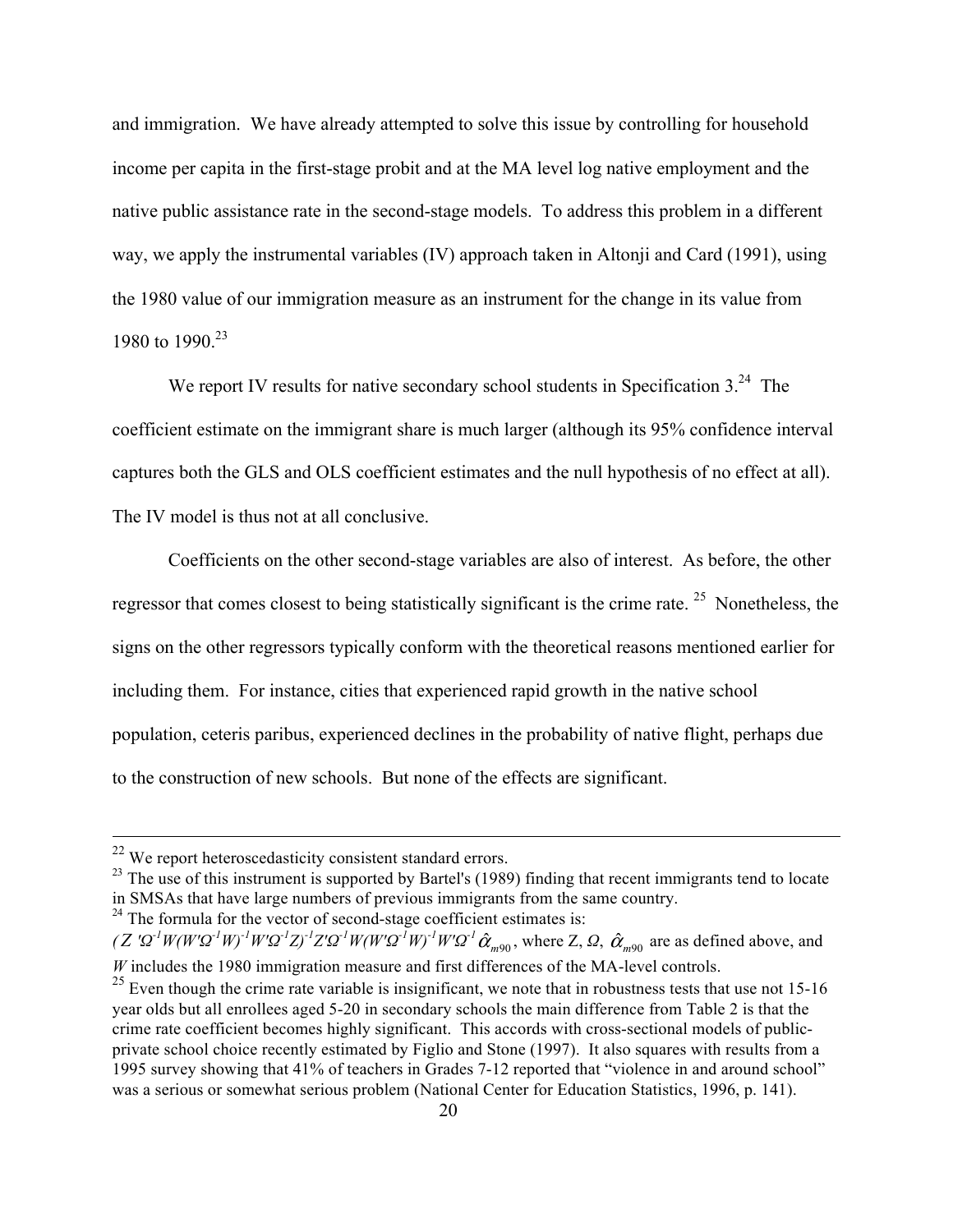and immigration. We have already attempted to solve this issue by controlling for household income per capita in the first-stage probit and at the MA level log native employment and the native public assistance rate in the second-stage models. To address this problem in a different way, we apply the instrumental variables (IV) approach taken in Altonji and Card (1991), using the 1980 value of our immigration measure as an instrument for the change in its value from 1980 to 1990.[23]

We report IV results for native secondary school students in Specification 3.[24] The coefficient estimate on the immigrant share is much larger (although its 95% confidence interval captures both the GLS and OLS coefficient estimates and the null hypothesis of no effect at all). The IV model is thus not at all conclusive.

Coefficients on the other second-stage variables are also of interest. As before, the other regressor that comes closest to being statistically significant is the crime rate.[25] Nonetheless, the signs on the other regressors typically conform with the theoretical reasons mentioned earlier for including them. For instance, cities that experienced rapid growth in the native school population, ceteris paribus, experienced declines in the probability of native flight, perhaps due to the construction of new schools. But none of the effects are significant.

---

[22] We report heteroscedasticity consistent standard errors.

[23] The use of this instrument is supported by Bartel's (1989) finding that recent immigrants tend to locate in SMSAs that have large numbers of previous immigrants from the same country.

[24] The formula for the vector of second-stage coefficient estimates is: $(Z'\Omega^{-1}W(W'\Omega^{-1}W)^{-1}W'\Omega^{-1}Z)^{-1}Z'\Omega^{-1}W(W'\Omega^{-1}W)^{-1}W'\Omega^{-1}\hat{\alpha}_{m90}$, where Z, $\Omega$, $\hat{\alpha}_{m90}$ are as defined above, and $W$ includes the 1980 immigration measure and first differences of the MA-level controls.

[25] Even though the crime rate variable is insignificant, we note that in robustness tests that use not 15-16 year olds but all enrollees aged 5-20 in secondary schools the main difference from Table 2 is that the crime rate coefficient becomes highly significant. This accords with cross-sectional models of public-private school choice recently estimated by Figlio and Stone (1997). It also squares with results from a 1995 survey showing that 41% of teachers in Grades 7-12 reported that "violence in and around school" was a serious or somewhat serious problem (National Center for Education Statistics, 1996, p. 141).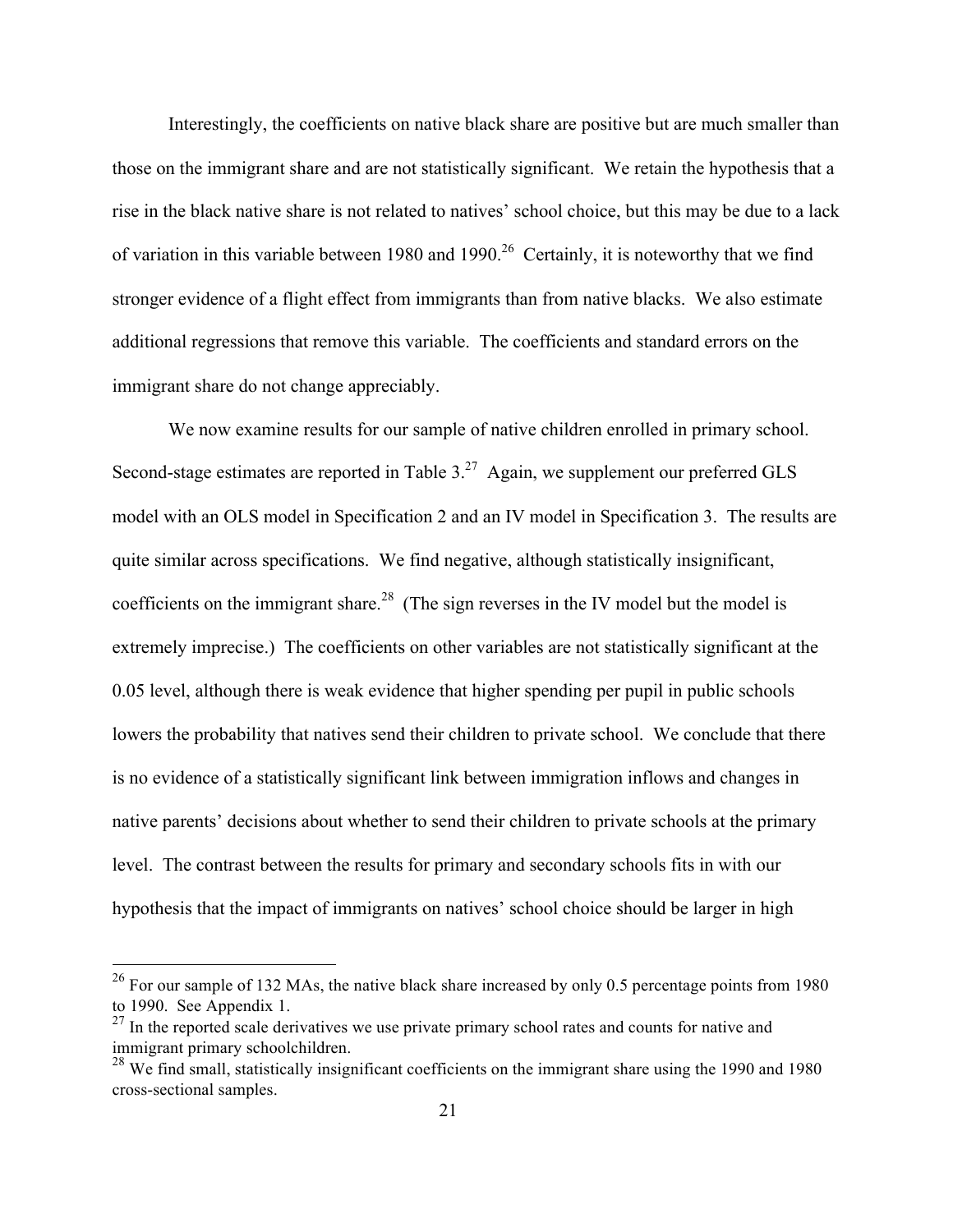Interestingly, the coefficients on native black share are positive but are much smaller than those on the immigrant share and are not statistically significant. We retain the hypothesis that a rise in the black native share is not related to natives' school choice, but this may be due to a lack of variation in this variable between 1980 and 1990.[26] Certainly, it is noteworthy that we find stronger evidence of a flight effect from immigrants than from native blacks. We also estimate additional regressions that remove this variable. The coefficients and standard errors on the immigrant share do not change appreciably.

We now examine results for our sample of native children enrolled in primary school. Second-stage estimates are reported in Table 3.[27] Again, we supplement our preferred GLS model with an OLS model in Specification 2 and an IV model in Specification 3. The results are quite similar across specifications. We find negative, although statistically insignificant, coefficients on the immigrant share.[28] (The sign reverses in the IV model but the model is extremely imprecise.) The coefficients on other variables are not statistically significant at the 0.05 level, although there is weak evidence that higher spending per pupil in public schools lowers the probability that natives send their children to private school. We conclude that there is no evidence of a statistically significant link between immigration inflows and changes in native parents' decisions about whether to send their children to private schools at the primary level. The contrast between the results for primary and secondary schools fits in with our hypothesis that the impact of immigrants on natives' school choice should be larger in high

[26] For our sample of 132 MAs, the native black share increased by only 0.5 percentage points from 1980 to 1990. See Appendix 1.

[27] In the reported scale derivatives we use private primary school rates and counts for native and immigrant primary schoolchildren.

[28] We find small, statistically insignificant coefficients on the immigrant share using the 1990 and 1980 cross-sectional samples.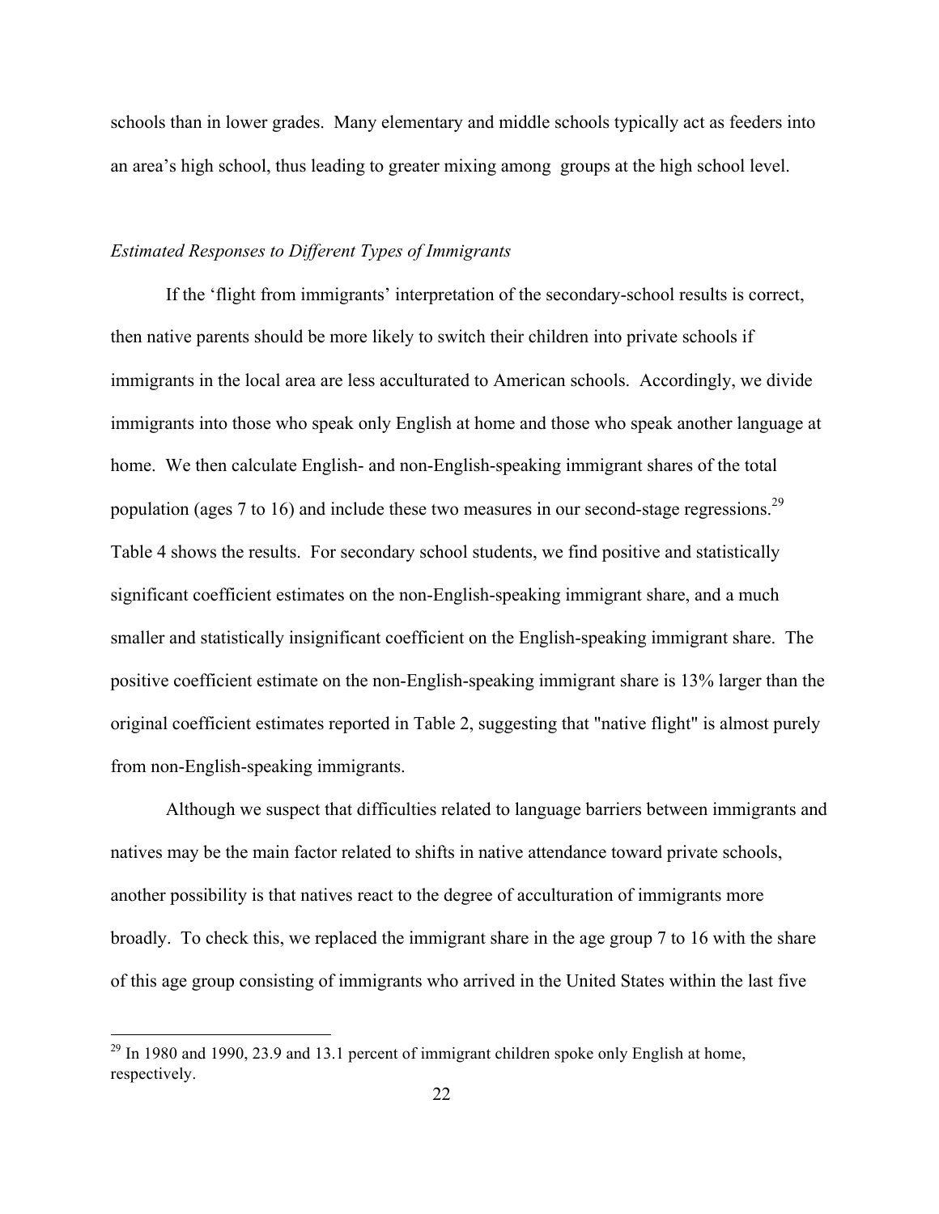schools than in lower grades. Many elementary and middle schools typically act as feeders into an area's high school, thus leading to greater mixing among groups at the high school level.

*Estimated Responses to Different Types of Immigrants*

If the 'flight from immigrants' interpretation of the secondary-school results is correct, then native parents should be more likely to switch their children into private schools if immigrants in the local area are less acculturated to American schools. Accordingly, we divide immigrants into those who speak only English at home and those who speak another language at home. We then calculate English- and non-English-speaking immigrant shares of the total population (ages 7 to 16) and include these two measures in our second-stage regressions.[29] Table 4 shows the results. For secondary school students, we find positive and statistically significant coefficient estimates on the non-English-speaking immigrant share, and a much smaller and statistically insignificant coefficient on the English-speaking immigrant share. The positive coefficient estimate on the non-English-speaking immigrant share is 13% larger than the original coefficient estimates reported in Table 2, suggesting that "native flight" is almost purely from non-English-speaking immigrants.

Although we suspect that difficulties related to language barriers between immigrants and natives may be the main factor related to shifts in native attendance toward private schools, another possibility is that natives react to the degree of acculturation of immigrants more broadly. To check this, we replaced the immigrant share in the age group 7 to 16 with the share of this age group consisting of immigrants who arrived in the United States within the last five

[29] In 1980 and 1990, 23.9 and 13.1 percent of immigrant children spoke only English at home, respectively.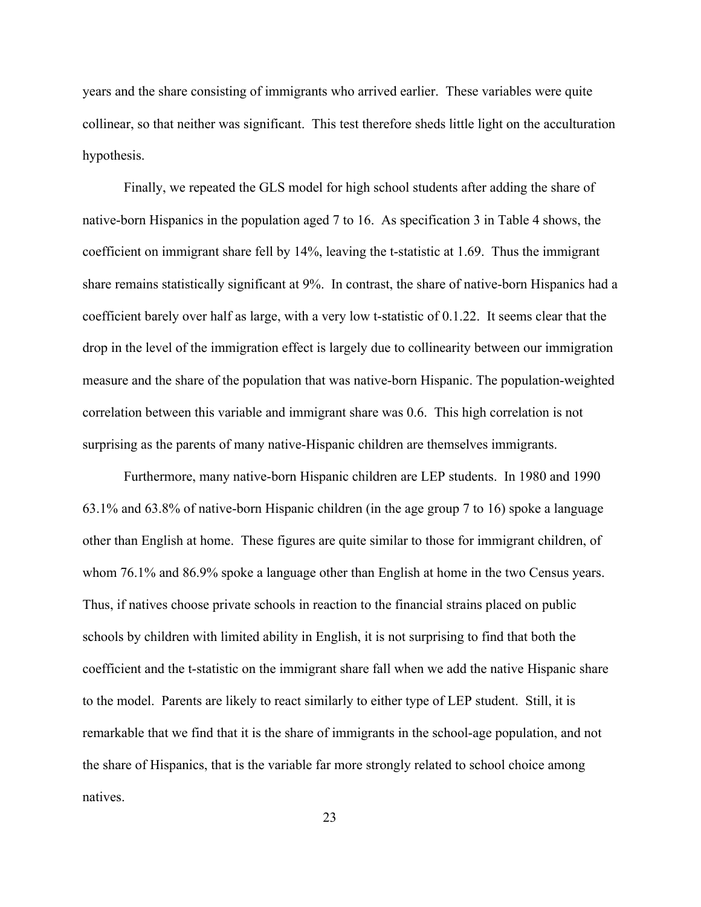years and the share consisting of immigrants who arrived earlier. These variables were quite collinear, so that neither was significant. This test therefore sheds little light on the acculturation hypothesis.

Finally, we repeated the GLS model for high school students after adding the share of native-born Hispanics in the population aged 7 to 16. As specification 3 in Table 4 shows, the coefficient on immigrant share fell by 14%, leaving the t-statistic at 1.69. Thus the immigrant share remains statistically significant at 9%. In contrast, the share of native-born Hispanics had a coefficient barely over half as large, with a very low t-statistic of 0.1.22. It seems clear that the drop in the level of the immigration effect is largely due to collinearity between our immigration measure and the share of the population that was native-born Hispanic. The population-weighted correlation between this variable and immigrant share was 0.6. This high correlation is not surprising as the parents of many native-Hispanic children are themselves immigrants.

Furthermore, many native-born Hispanic children are LEP students. In 1980 and 1990 63.1% and 63.8% of native-born Hispanic children (in the age group 7 to 16) spoke a language other than English at home. These figures are quite similar to those for immigrant children, of whom 76.1% and 86.9% spoke a language other than English at home in the two Census years. Thus, if natives choose private schools in reaction to the financial strains placed on public schools by children with limited ability in English, it is not surprising to find that both the coefficient and the t-statistic on the immigrant share fall when we add the native Hispanic share to the model. Parents are likely to react similarly to either type of LEP student. Still, it is remarkable that we find that it is the share of immigrants in the school-age population, and not the share of Hispanics, that is the variable far more strongly related to school choice among natives.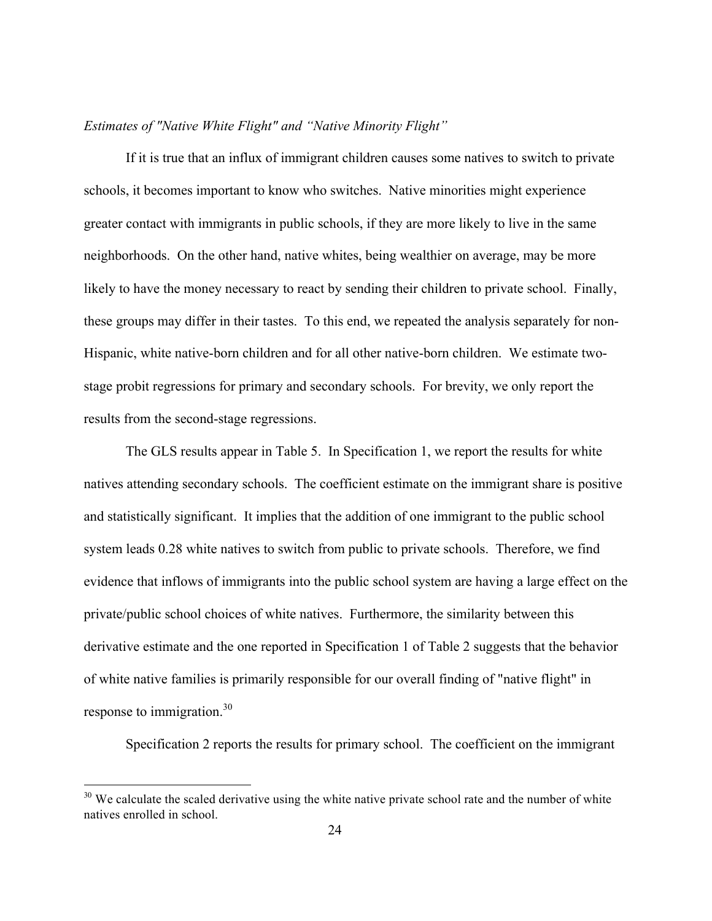*Estimates of "Native White Flight" and "Native Minority Flight"*

If it is true that an influx of immigrant children causes some natives to switch to private schools, it becomes important to know who switches. Native minorities might experience greater contact with immigrants in public schools, if they are more likely to live in the same neighborhoods. On the other hand, native whites, being wealthier on average, may be more likely to have the money necessary to react by sending their children to private school. Finally, these groups may differ in their tastes. To this end, we repeated the analysis separately for non-Hispanic, white native-born children and for all other native-born children. We estimate two-stage probit regressions for primary and secondary schools. For brevity, we only report the results from the second-stage regressions.

The GLS results appear in Table 5. In Specification 1, we report the results for white natives attending secondary schools. The coefficient estimate on the immigrant share is positive and statistically significant. It implies that the addition of one immigrant to the public school system leads 0.28 white natives to switch from public to private schools. Therefore, we find evidence that inflows of immigrants into the public school system are having a large effect on the private/public school choices of white natives. Furthermore, the similarity between this derivative estimate and the one reported in Specification 1 of Table 2 suggests that the behavior of white native families is primarily responsible for our overall finding of "native flight" in response to immigration.[30]

Specification 2 reports the results for primary school. The coefficient on the immigrant

[30] We calculate the scaled derivative using the white native private school rate and the number of white natives enrolled in school.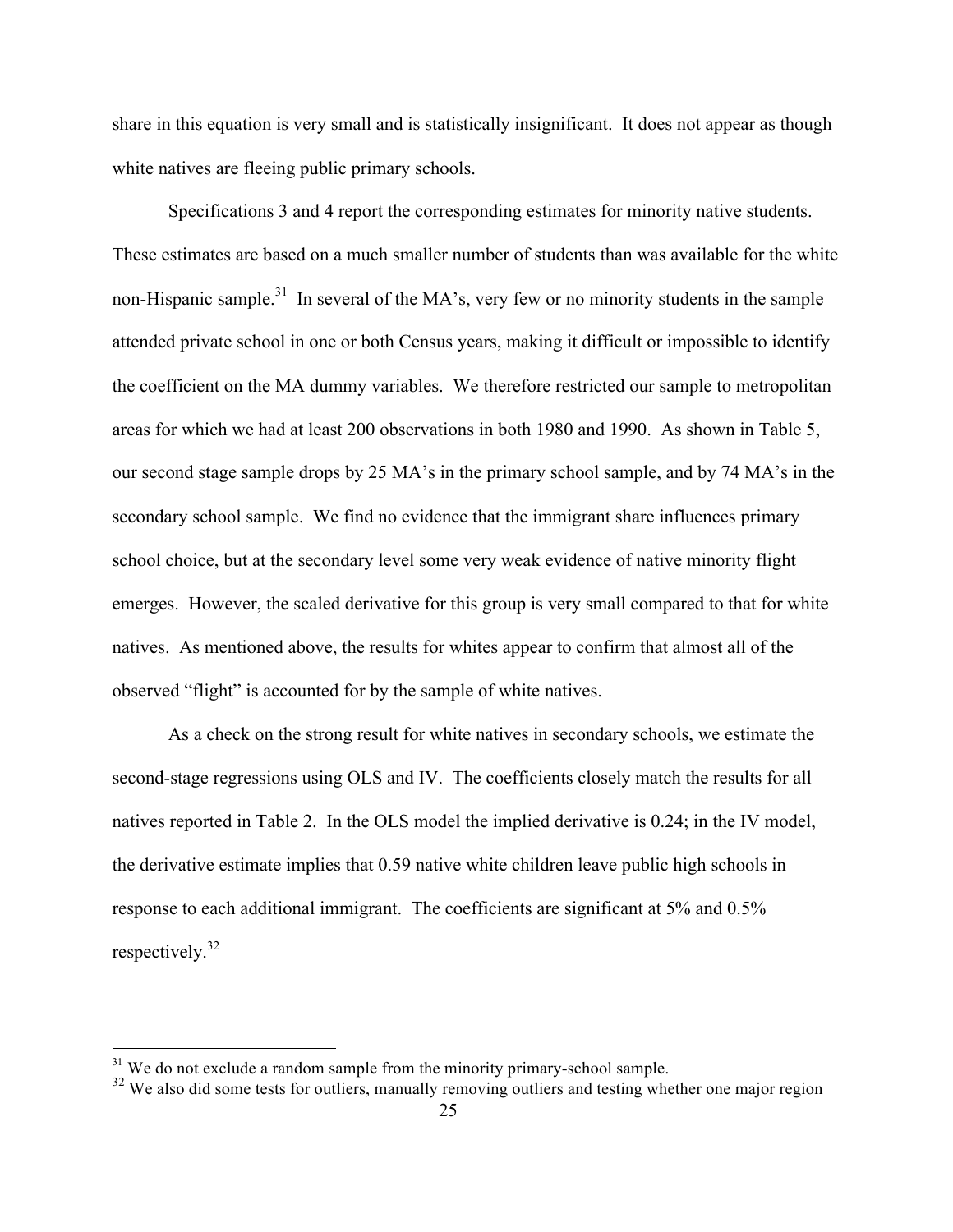share in this equation is very small and is statistically insignificant. It does not appear as though white natives are fleeing public primary schools.

Specifications 3 and 4 report the corresponding estimates for minority native students. These estimates are based on a much smaller number of students than was available for the white non-Hispanic sample.[31] In several of the MA's, very few or no minority students in the sample attended private school in one or both Census years, making it difficult or impossible to identify the coefficient on the MA dummy variables. We therefore restricted our sample to metropolitan areas for which we had at least 200 observations in both 1980 and 1990. As shown in Table 5, our second stage sample drops by 25 MA's in the primary school sample, and by 74 MA's in the secondary school sample. We find no evidence that the immigrant share influences primary school choice, but at the secondary level some very weak evidence of native minority flight emerges. However, the scaled derivative for this group is very small compared to that for white natives. As mentioned above, the results for whites appear to confirm that almost all of the observed "flight" is accounted for by the sample of white natives.

As a check on the strong result for white natives in secondary schools, we estimate the second-stage regressions using OLS and IV. The coefficients closely match the results for all natives reported in Table 2. In the OLS model the implied derivative is 0.24; in the IV model, the derivative estimate implies that 0.59 native white children leave public high schools in response to each additional immigrant. The coefficients are significant at 5% and 0.5% respectively.[32]

---

[31] We do not exclude a random sample from the minority primary-school sample.

[32] We also did some tests for outliers, manually removing outliers and testing whether one major region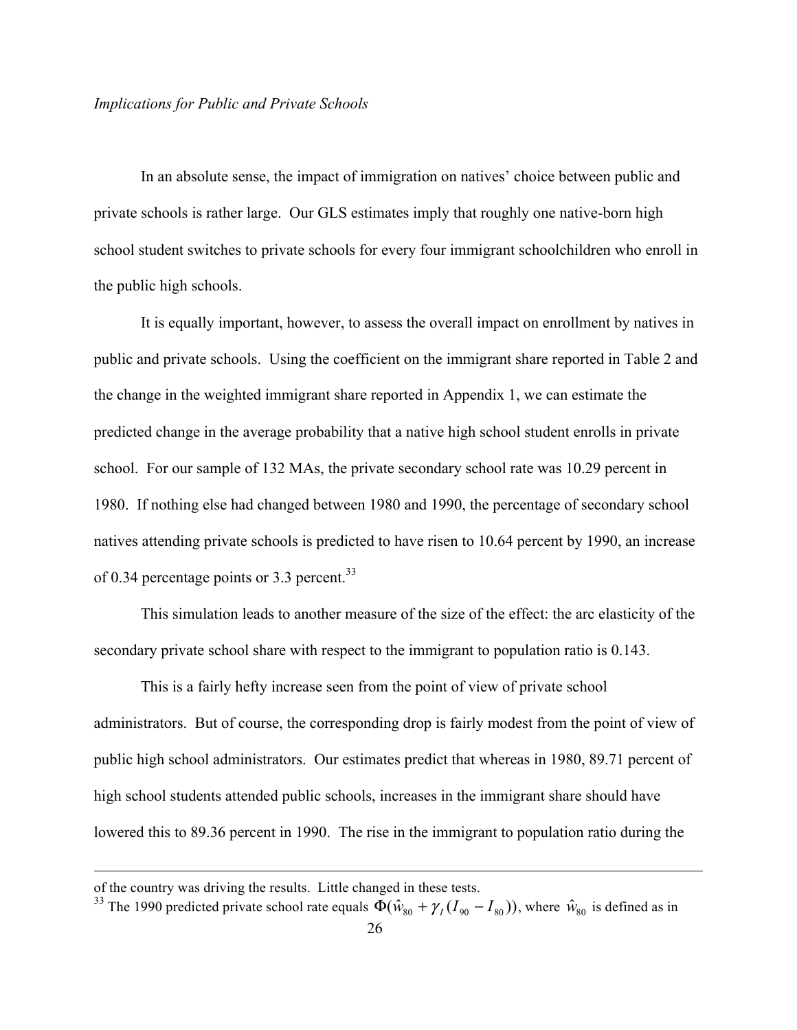*Implications for Public and Private Schools*

In an absolute sense, the impact of immigration on natives' choice between public and private schools is rather large. Our GLS estimates imply that roughly one native-born high school student switches to private schools for every four immigrant schoolchildren who enroll in the public high schools.

It is equally important, however, to assess the overall impact on enrollment by natives in public and private schools. Using the coefficient on the immigrant share reported in Table 2 and the change in the weighted immigrant share reported in Appendix 1, we can estimate the predicted change in the average probability that a native high school student enrolls in private school. For our sample of 132 MAs, the private secondary school rate was 10.29 percent in 1980. If nothing else had changed between 1980 and 1990, the percentage of secondary school natives attending private schools is predicted to have risen to 10.64 percent by 1990, an increase of 0.34 percentage points or 3.3 percent.[33]

This simulation leads to another measure of the size of the effect: the arc elasticity of the secondary private school share with respect to the immigrant to population ratio is 0.143.

This is a fairly hefty increase seen from the point of view of private school administrators. But of course, the corresponding drop is fairly modest from the point of view of public high school administrators. Our estimates predict that whereas in 1980, 89.71 percent of high school students attended public schools, increases in the immigrant share should have lowered this to 89.36 percent in 1990. The rise in the immigrant to population ratio during the

---

of the country was driving the results. Little changed in these tests.

[33] The 1990 predicted private school rate equals $\Phi(\hat{w}_{80} + \gamma_I (I_{90} - I_{80}))$, where $\hat{w}_{80}$ is defined as in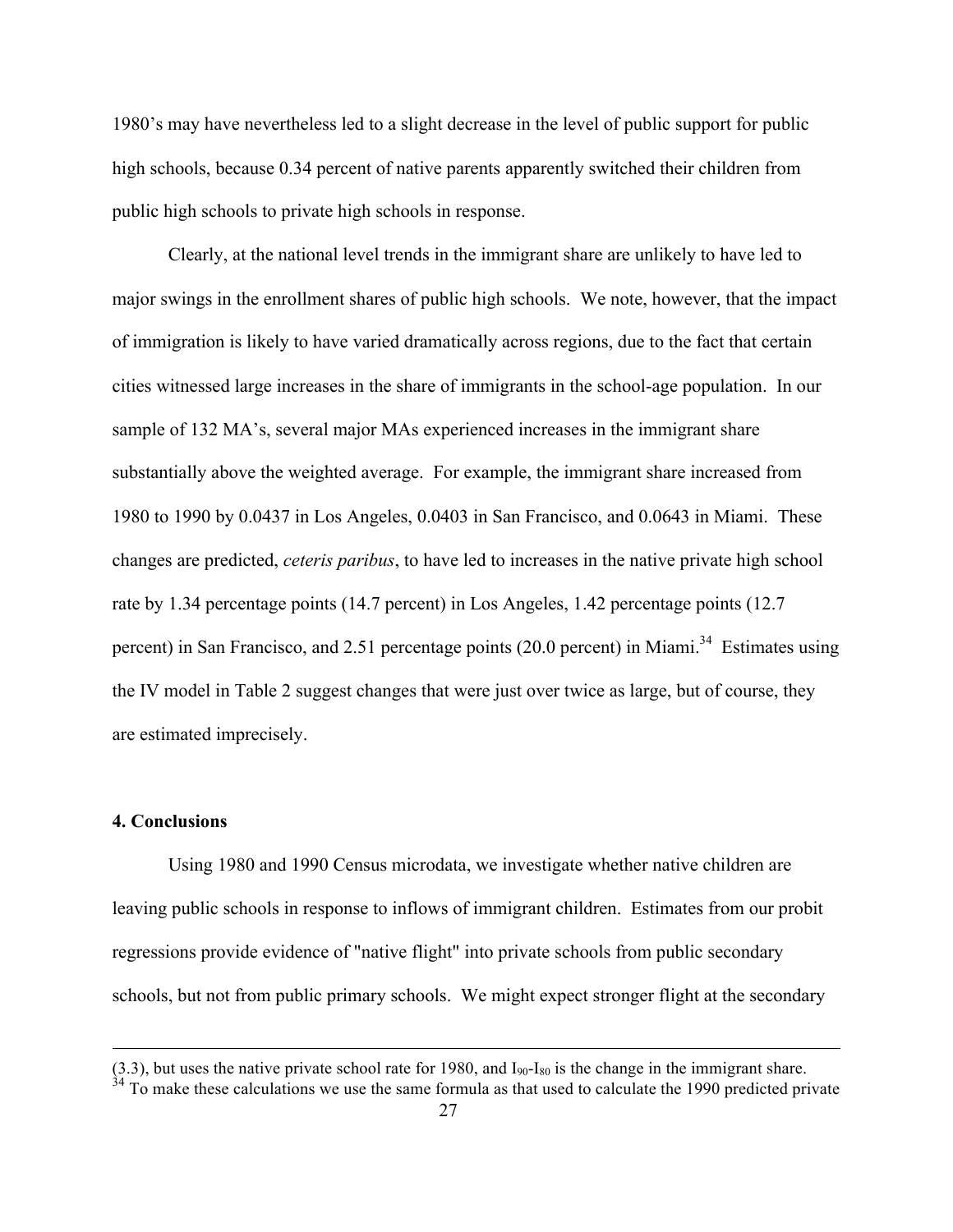1980's may have nevertheless led to a slight decrease in the level of public support for public high schools, because 0.34 percent of native parents apparently switched their children from public high schools to private high schools in response.

Clearly, at the national level trends in the immigrant share are unlikely to have led to major swings in the enrollment shares of public high schools. We note, however, that the impact of immigration is likely to have varied dramatically across regions, due to the fact that certain cities witnessed large increases in the share of immigrants in the school-age population. In our sample of 132 MA's, several major MAs experienced increases in the immigrant share substantially above the weighted average. For example, the immigrant share increased from 1980 to 1990 by 0.0437 in Los Angeles, 0.0403 in San Francisco, and 0.0643 in Miami. These changes are predicted, *ceteris paribus*, to have led to increases in the native private high school rate by 1.34 percentage points (14.7 percent) in Los Angeles, 1.42 percentage points (12.7 percent) in San Francisco, and 2.51 percentage points (20.0 percent) in Miami.[34] Estimates using the IV model in Table 2 suggest changes that were just over twice as large, but of course, they are estimated imprecisely.

## 4. Conclusions

Using 1980 and 1990 Census microdata, we investigate whether native children are leaving public schools in response to inflows of immigrant children. Estimates from our probit regressions provide evidence of "native flight" into private schools from public secondary schools, but not from public primary schools. We might expect stronger flight at the secondary

---

(3.3), but uses the native private school rate for 1980, and $I_{90}$-$I_{80}$ is the change in the immigrant share.

[34] To make these calculations we use the same formula as that used to calculate the 1990 predicted private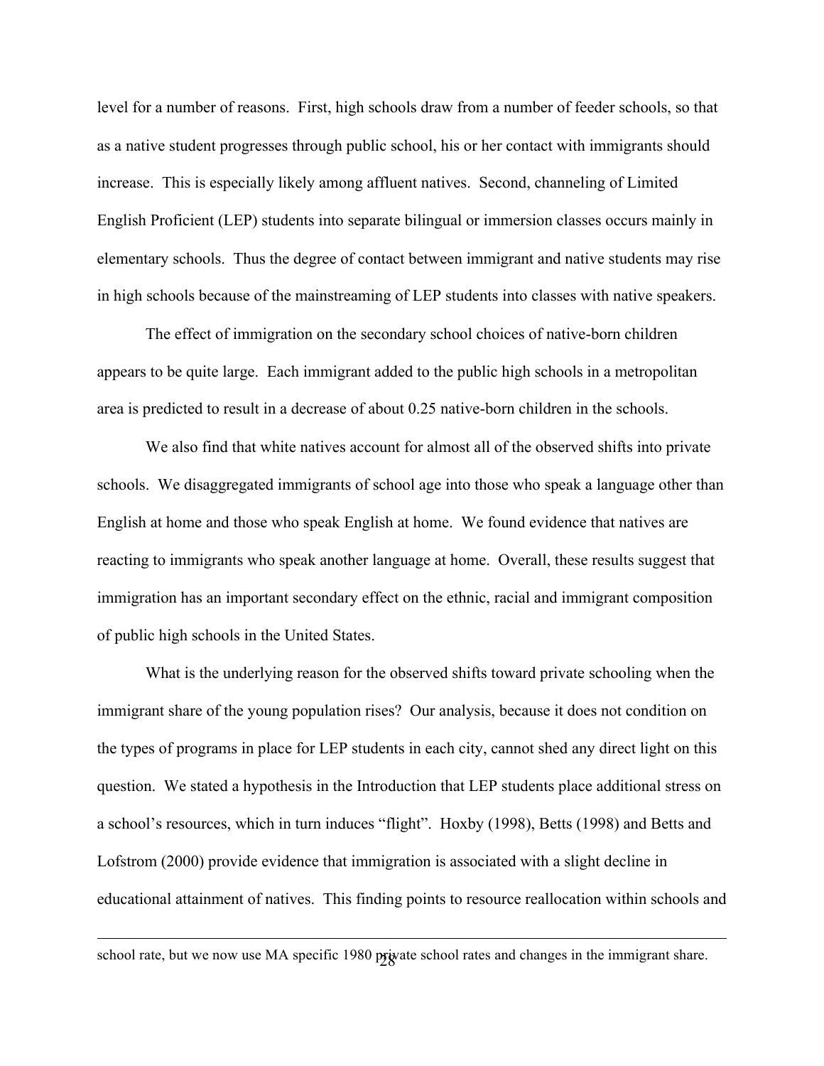level for a number of reasons. First, high schools draw from a number of feeder schools, so that as a native student progresses through public school, his or her contact with immigrants should increase. This is especially likely among affluent natives. Second, channeling of Limited English Proficient (LEP) students into separate bilingual or immersion classes occurs mainly in elementary schools. Thus the degree of contact between immigrant and native students may rise in high schools because of the mainstreaming of LEP students into classes with native speakers.

The effect of immigration on the secondary school choices of native-born children appears to be quite large. Each immigrant added to the public high schools in a metropolitan area is predicted to result in a decrease of about 0.25 native-born children in the schools.

We also find that white natives account for almost all of the observed shifts into private schools. We disaggregated immigrants of school age into those who speak a language other than English at home and those who speak English at home. We found evidence that natives are reacting to immigrants who speak another language at home. Overall, these results suggest that immigration has an important secondary effect on the ethnic, racial and immigrant composition of public high schools in the United States.

What is the underlying reason for the observed shifts toward private schooling when the immigrant share of the young population rises? Our analysis, because it does not condition on the types of programs in place for LEP students in each city, cannot shed any direct light on this question. We stated a hypothesis in the Introduction that LEP students place additional stress on a school's resources, which in turn induces "flight". Hoxby (1998), Betts (1998) and Betts and Lofstrom (2000) provide evidence that immigration is associated with a slight decline in educational attainment of natives. This finding points to resource reallocation within schools and

---

school rate, but we now use MA specific 1980 private school rates and changes in the immigrant share.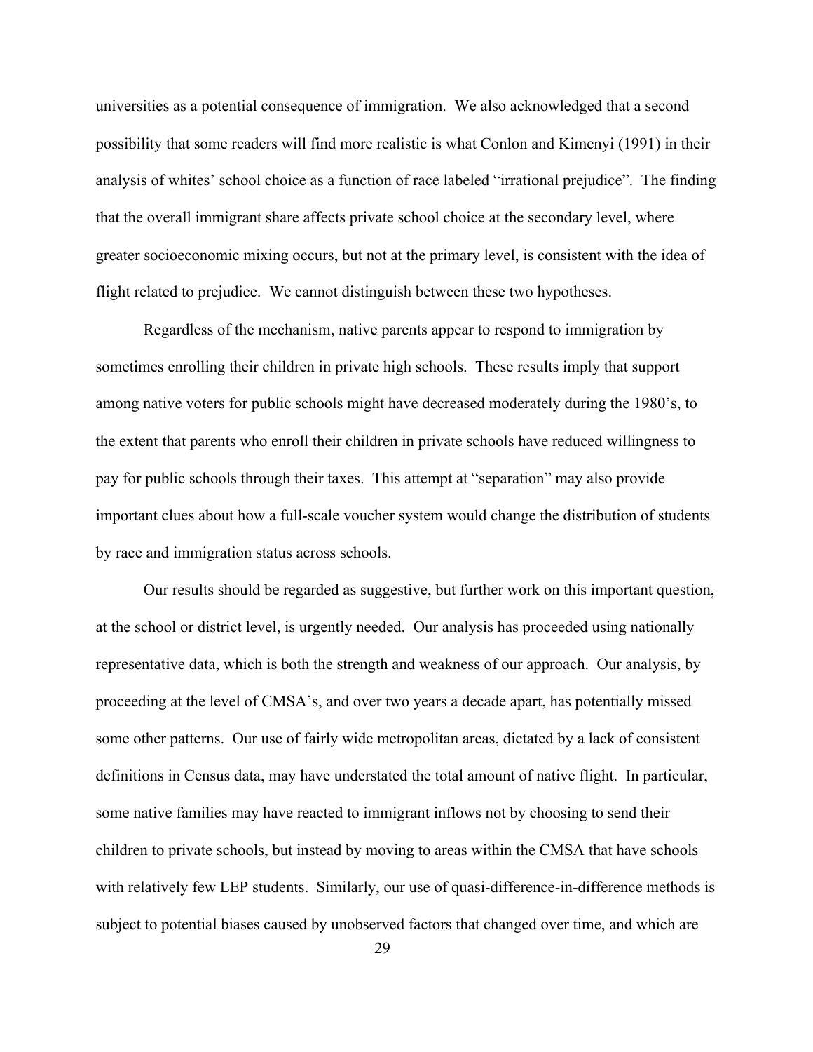universities as a potential consequence of immigration. We also acknowledged that a second possibility that some readers will find more realistic is what Conlon and Kimenyi (1991) in their analysis of whites' school choice as a function of race labeled "irrational prejudice". The finding that the overall immigrant share affects private school choice at the secondary level, where greater socioeconomic mixing occurs, but not at the primary level, is consistent with the idea of flight related to prejudice. We cannot distinguish between these two hypotheses.

Regardless of the mechanism, native parents appear to respond to immigration by sometimes enrolling their children in private high schools. These results imply that support among native voters for public schools might have decreased moderately during the 1980's, to the extent that parents who enroll their children in private schools have reduced willingness to pay for public schools through their taxes. This attempt at "separation" may also provide important clues about how a full-scale voucher system would change the distribution of students by race and immigration status across schools.

Our results should be regarded as suggestive, but further work on this important question, at the school or district level, is urgently needed. Our analysis has proceeded using nationally representative data, which is both the strength and weakness of our approach. Our analysis, by proceeding at the level of CMSA's, and over two years a decade apart, has potentially missed some other patterns. Our use of fairly wide metropolitan areas, dictated by a lack of consistent definitions in Census data, may have understated the total amount of native flight. In particular, some native families may have reacted to immigrant inflows not by choosing to send their children to private schools, but instead by moving to areas within the CMSA that have schools with relatively few LEP students. Similarly, our use of quasi-difference-in-difference methods is subject to potential biases caused by unobserved factors that changed over time, and which are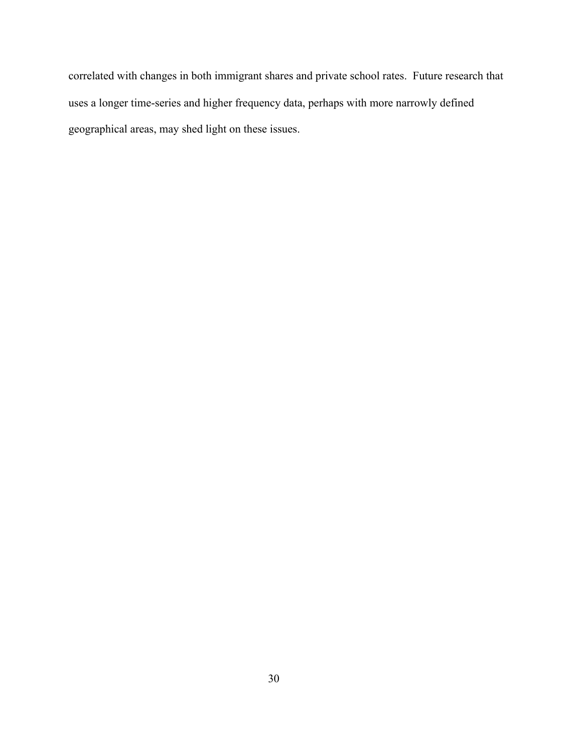correlated with changes in both immigrant shares and private school rates. Future research that uses a longer time-series and higher frequency data, perhaps with more narrowly defined geographical areas, may shed light on these issues.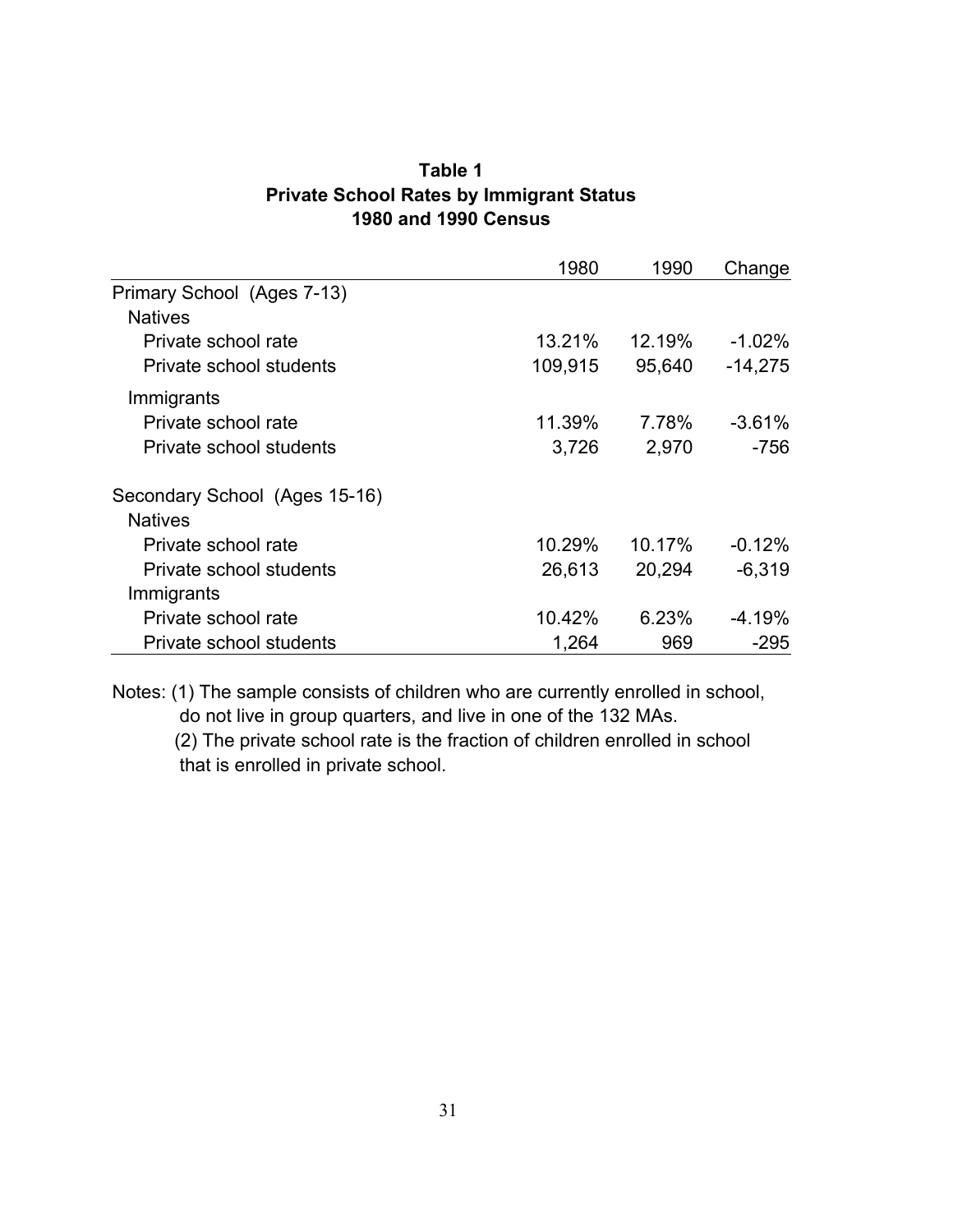**Table 1**
**Private School Rates by Immigrant Status**
**1980 and 1990 Census**

| | 1980 | 1990 | Change |
|---|---|---|---|
| Primary School (Ages 7-13) | | | |
| Natives | | | |
| Private school rate | 13.21% | 12.19% | -1.02% |
| Private school students | 109,915 | 95,640 | -14,275 |
| Immigrants | | | |
| Private school rate | 11.39% | 7.78% | -3.61% |
| Private school students | 3,726 | 2,970 | -756 |
| Secondary School (Ages 15-16) | | | |
| Natives | | | |
| Private school rate | 10.29% | 10.17% | -0.12% |
| Private school students | 26,613 | 20,294 | -6,319 |
| Immigrants | | | |
| Private school rate | 10.42% | 6.23% | -4.19% |
| Private school students | 1,264 | 969 | -295 |

Notes: (1) The sample consists of children who are currently enrolled in school, do not live in group quarters, and live in one of the 132 MAs.
(2) The private school rate is the fraction of children enrolled in school that is enrolled in private school.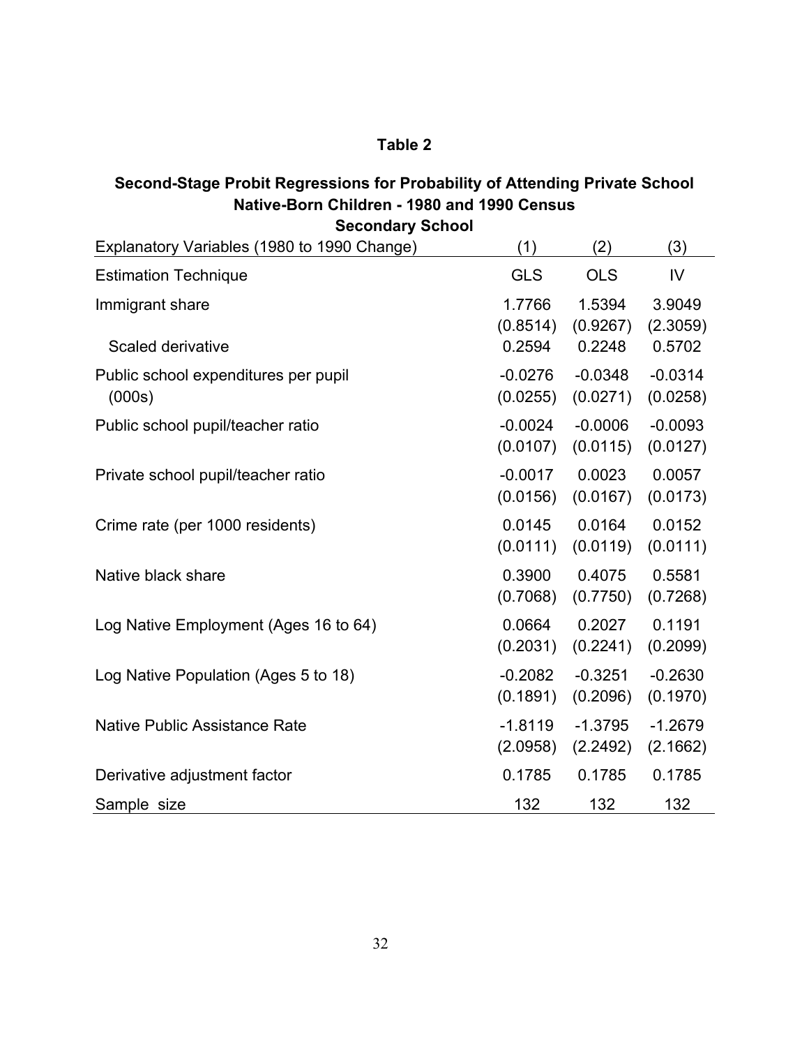# Table 2

## Second-Stage Probit Regressions for Probability of Attending Private School Native-Born Children - 1980 and 1990 Census Secondary School

| Explanatory Variables (1980 to 1990 Change) | (1) | (2) | (3) |
|---|---|---|---|
| Estimation Technique | GLS | OLS | IV |
| Immigrant share | 1.7766 | 1.5394 | 3.9049 |
| | (0.8514) | (0.9267) | (2.3059) |
| Scaled derivative | 0.2594 | 0.2248 | 0.5702 |
| Public school expenditures per pupil (000s) | -0.0276 | -0.0348 | -0.0314 |
| | (0.0255) | (0.0271) | (0.0258) |
| Public school pupil/teacher ratio | -0.0024 | -0.0006 | -0.0093 |
| | (0.0107) | (0.0115) | (0.0127) |
| Private school pupil/teacher ratio | -0.0017 | 0.0023 | 0.0057 |
| | (0.0156) | (0.0167) | (0.0173) |
| Crime rate (per 1000 residents) | 0.0145 | 0.0164 | 0.0152 |
| | (0.0111) | (0.0119) | (0.0111) |
| Native black share | 0.3900 | 0.4075 | 0.5581 |
| | (0.7068) | (0.7750) | (0.7268) |
| Log Native Employment (Ages 16 to 64) | 0.0664 | 0.2027 | 0.1191 |
| | (0.2031) | (0.2241) | (0.2099) |
| Log Native Population (Ages 5 to 18) | -0.2082 | -0.3251 | -0.2630 |
| | (0.1891) | (0.2096) | (0.1970) |
| Native Public Assistance Rate | -1.8119 | -1.3795 | -1.2679 |
| | (2.0958) | (2.2492) | (2.1662) |
| Derivative adjustment factor | 0.1785 | 0.1785 | 0.1785 |
| Sample size | 132 | 132 | 132 |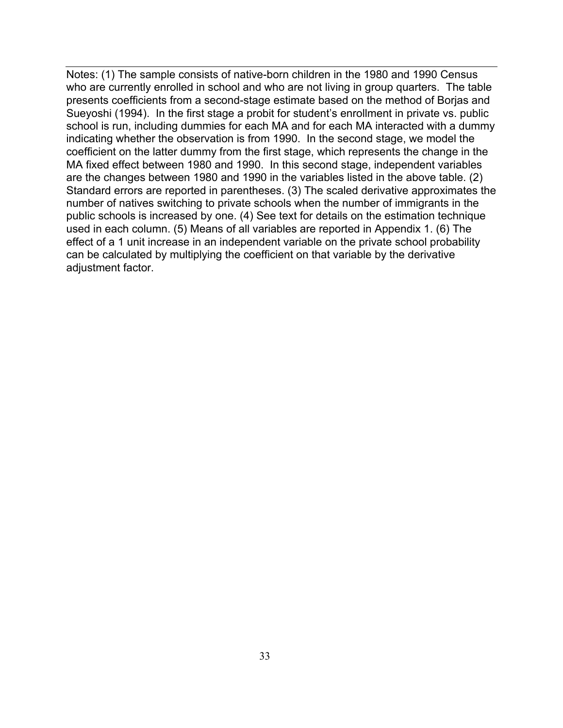Notes: (1) The sample consists of native-born children in the 1980 and 1990 Census who are currently enrolled in school and who are not living in group quarters. The table presents coefficients from a second-stage estimate based on the method of Borjas and Sueyoshi (1994). In the first stage a probit for student's enrollment in private vs. public school is run, including dummies for each MA and for each MA interacted with a dummy indicating whether the observation is from 1990. In the second stage, we model the coefficient on the latter dummy from the first stage, which represents the change in the MA fixed effect between 1980 and 1990. In this second stage, independent variables are the changes between 1980 and 1990 in the variables listed in the above table. (2) Standard errors are reported in parentheses. (3) The scaled derivative approximates the number of natives switching to private schools when the number of immigrants in the public schools is increased by one. (4) See text for details on the estimation technique used in each column. (5) Means of all variables are reported in Appendix 1. (6) The effect of a 1 unit increase in an independent variable on the private school probability can be calculated by multiplying the coefficient on that variable by the derivative adjustment factor.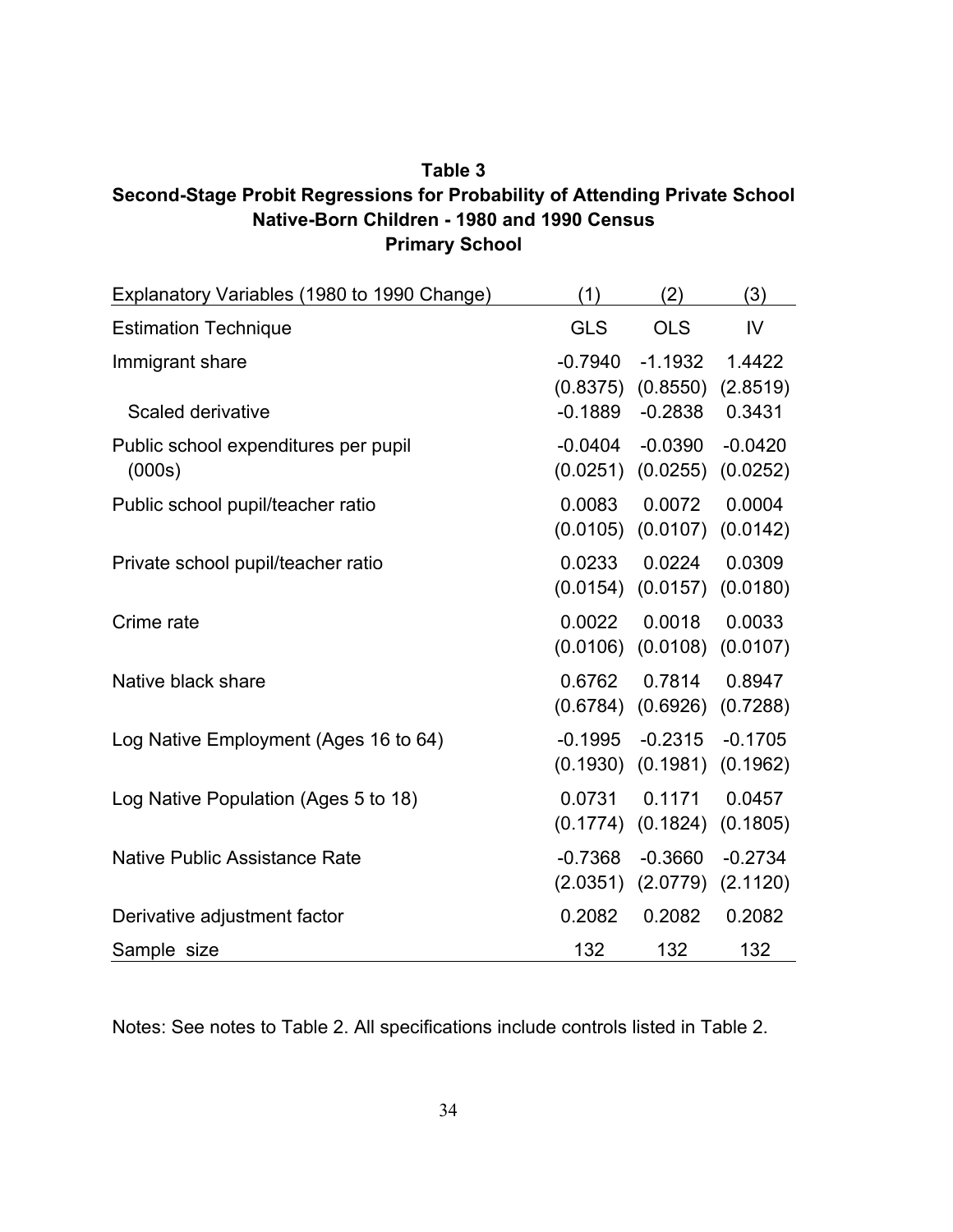**Table 3**

**Second-Stage Probit Regressions for Probability of Attending Private School**

**Native-Born Children - 1980 and 1990 Census**

**Primary School**

| Explanatory Variables (1980 to 1990 Change) | (1) | (2) | (3) |
|---|---|---|---|
| Estimation Technique | GLS | OLS | IV |
| Immigrant share | -0.7940 | -1.1932 | 1.4422 |
| | (0.8375) | (0.8550) | (2.8519) |
| Scaled derivative | -0.1889 | -0.2838 | 0.3431 |
| Public school expenditures per pupil (000s) | -0.0404 | -0.0390 | -0.0420 |
| | (0.0251) | (0.0255) | (0.0252) |
| Public school pupil/teacher ratio | 0.0083 | 0.0072 | 0.0004 |
| | (0.0105) | (0.0107) | (0.0142) |
| Private school pupil/teacher ratio | 0.0233 | 0.0224 | 0.0309 |
| | (0.0154) | (0.0157) | (0.0180) |
| Crime rate | 0.0022 | 0.0018 | 0.0033 |
| | (0.0106) | (0.0108) | (0.0107) |
| Native black share | 0.6762 | 0.7814 | 0.8947 |
| | (0.6784) | (0.6926) | (0.7288) |
| Log Native Employment (Ages 16 to 64) | -0.1995 | -0.2315 | -0.1705 |
| | (0.1930) | (0.1981) | (0.1962) |
| Log Native Population (Ages 5 to 18) | 0.0731 | 0.1171 | 0.0457 |
| | (0.1774) | (0.1824) | (0.1805) |
| Native Public Assistance Rate | -0.7368 | -0.3660 | -0.2734 |
| | (2.0351) | (2.0779) | (2.1120) |
| Derivative adjustment factor | 0.2082 | 0.2082 | 0.2082 |
| Sample size | 132 | 132 | 132 |

Notes: See notes to Table 2. All specifications include controls listed in Table 2.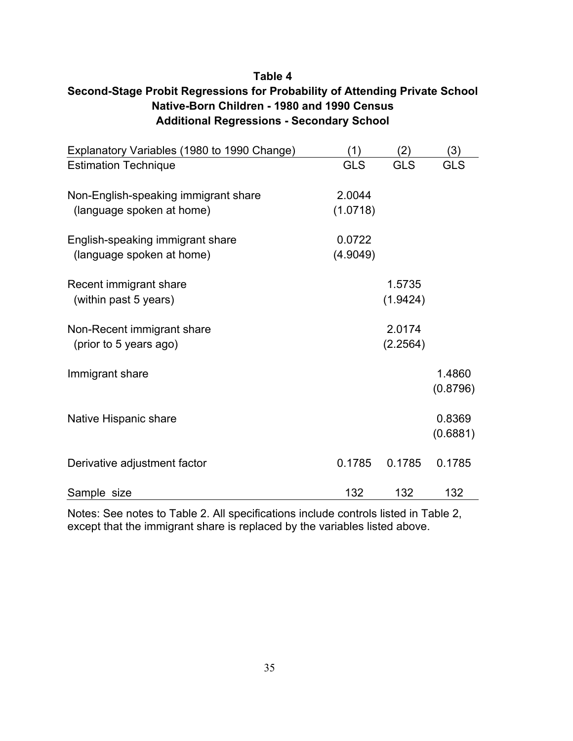**Table 4**
**Second-Stage Probit Regressions for Probability of Attending Private School**
**Native-Born Children - 1980 and 1990 Census**
**Additional Regressions - Secondary School**

| Explanatory Variables (1980 to 1990 Change) | (1) | (2) | (3) |
|---|---|---|---|
| Estimation Technique | GLS | GLS | GLS |
| Non-English-speaking immigrant share | 2.0044 | | |
| (language spoken at home) | (1.0718) | | |
| English-speaking immigrant share | 0.0722 | | |
| (language spoken at home) | (4.9049) | | |
| Recent immigrant share | | 1.5735 | |
| (within past 5 years) | | (1.9424) | |
| Non-Recent immigrant share | | 2.0174 | |
| (prior to 5 years ago) | | (2.2564) | |
| Immigrant share | | | 1.4860 |
| | | | (0.8796) |
| Native Hispanic share | | | 0.8369 |
| | | | (0.6881) |
| Derivative adjustment factor | 0.1785 | 0.1785 | 0.1785 |
| Sample size | 132 | 132 | 132 |

Notes: See notes to Table 2. All specifications include controls listed in Table 2, except that the immigrant share is replaced by the variables listed above.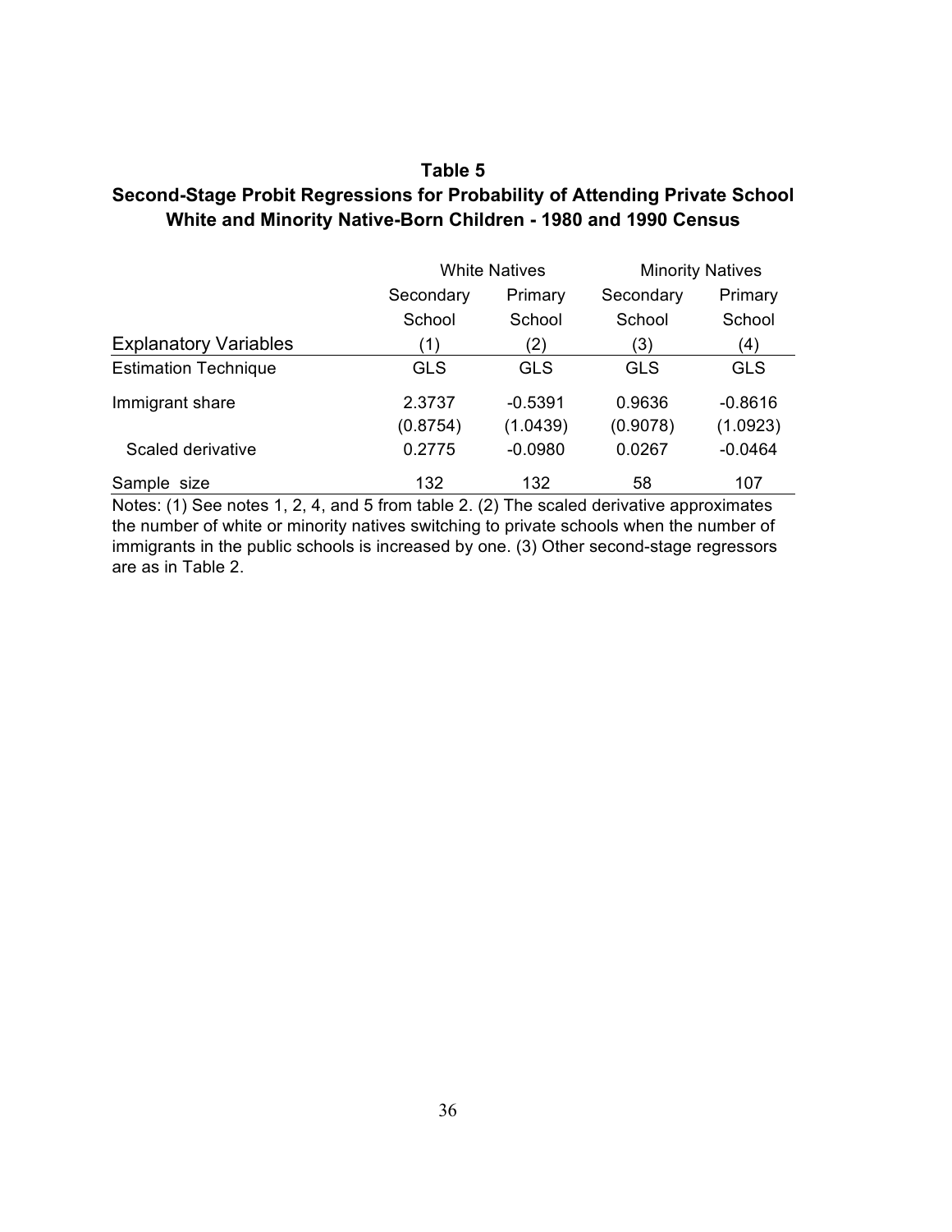**Table 5**

**Second-Stage Probit Regressions for Probability of Attending Private School White and Minority Native-Born Children - 1980 and 1990 Census**

| | White Natives | | Minority Natives | |
|---|---|---|---|---|
| | Secondary School | Primary School | Secondary School | Primary School |
| Explanatory Variables | (1) | (2) | (3) | (4) |
| Estimation Technique | GLS | GLS | GLS | GLS |
| Immigrant share | 2.3737 | -0.5391 | 0.9636 | -0.8616 |
| | (0.8754) | (1.0439) | (0.9078) | (1.0923) |
| Scaled derivative | 0.2775 | -0.0980 | 0.0267 | -0.0464 |
| Sample size | 132 | 132 | 58 | 107 |

Notes: (1) See notes 1, 2, 4, and 5 from table 2. (2) The scaled derivative approximates the number of white or minority natives switching to private schools when the number of immigrants in the public schools is increased by one. (3) Other second-stage regressors are as in Table 2.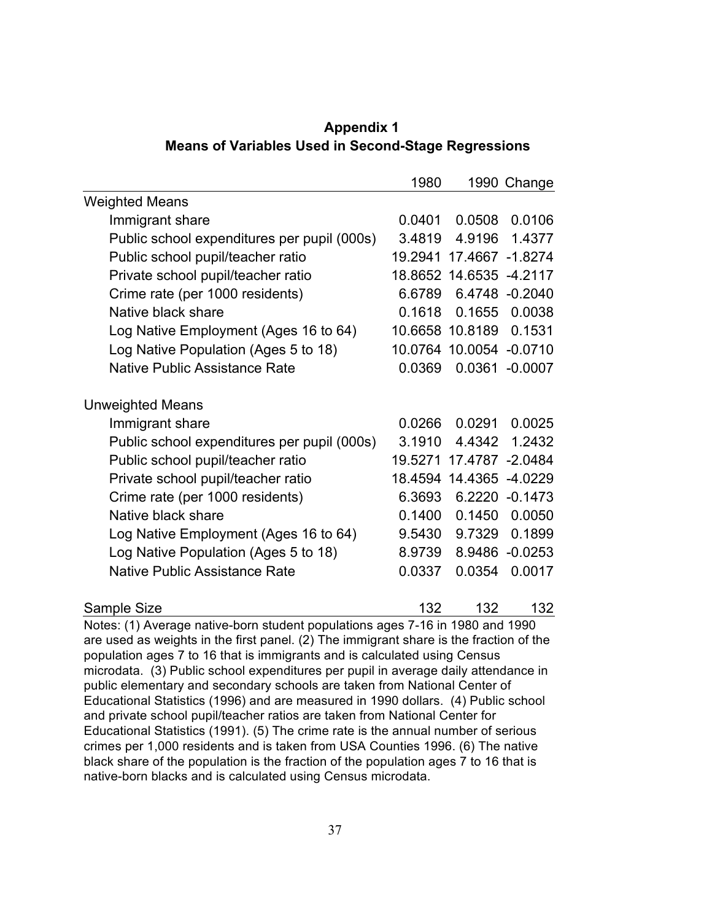## Appendix 1
## Means of Variables Used in Second-Stage Regressions

| | 1980 | 1990 | Change |
|---|---|---|---|
| Weighted Means | | | |
| Immigrant share | 0.0401 | 0.0508 | 0.0106 |
| Public school expenditures per pupil (000s) | 3.4819 | 4.9196 | 1.4377 |
| Public school pupil/teacher ratio | 19.2941 | 17.4667 | -1.8274 |
| Private school pupil/teacher ratio | 18.8652 | 14.6535 | -4.2117 |
| Crime rate (per 1000 residents) | 6.6789 | 6.4748 | -0.2040 |
| Native black share | 0.1618 | 0.1655 | 0.0038 |
| Log Native Employment (Ages 16 to 64) | 10.6658 | 10.8189 | 0.1531 |
| Log Native Population (Ages 5 to 18) | 10.0764 | 10.0054 | -0.0710 |
| Native Public Assistance Rate | 0.0369 | 0.0361 | -0.0007 |
| | | | |
| Unweighted Means | | | |
| Immigrant share | 0.0266 | 0.0291 | 0.0025 |
| Public school expenditures per pupil (000s) | 3.1910 | 4.4342 | 1.2432 |
| Public school pupil/teacher ratio | 19.5271 | 17.4787 | -2.0484 |
| Private school pupil/teacher ratio | 18.4594 | 14.4365 | -4.0229 |
| Crime rate (per 1000 residents) | 6.3693 | 6.2220 | -0.1473 |
| Native black share | 0.1400 | 0.1450 | 0.0050 |
| Log Native Employment (Ages 16 to 64) | 9.5430 | 9.7329 | 0.1899 |
| Log Native Population (Ages 5 to 18) | 8.9739 | 8.9486 | -0.0253 |
| Native Public Assistance Rate | 0.0337 | 0.0354 | 0.0017 |
| | | | |
| Sample Size | 132 | 132 | 132 |

Notes: (1) Average native-born student populations ages 7-16 in 1980 and 1990 are used as weights in the first panel. (2) The immigrant share is the fraction of the population ages 7 to 16 that is immigrants and is calculated using Census microdata. (3) Public school expenditures per pupil in average daily attendance in public elementary and secondary schools are taken from National Center of Educational Statistics (1996) and are measured in 1990 dollars. (4) Public school and private school pupil/teacher ratios are taken from National Center for Educational Statistics (1991). (5) The crime rate is the annual number of serious crimes per 1,000 residents and is taken from USA Counties 1996. (6) The native black share of the population is the fraction of the population ages 7 to 16 that is native-born blacks and is calculated using Census microdata.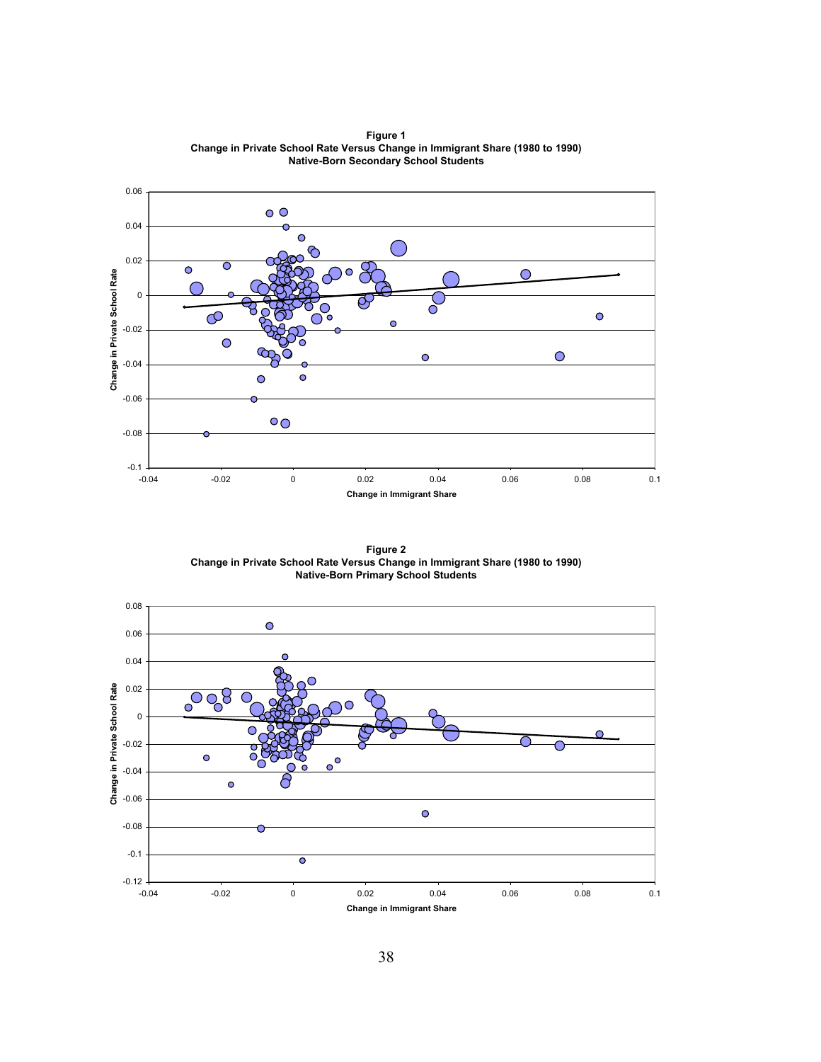**Figure 1**
**Change in Private School Rate Versus Change in Immigrant Share (1980 to 1990)**
**Native-Born Secondary School Students**

**Figure 2**
**Change in Private School Rate Versus Change in Immigrant Share (1980 to 1990)**
**Native-Born Primary School Students**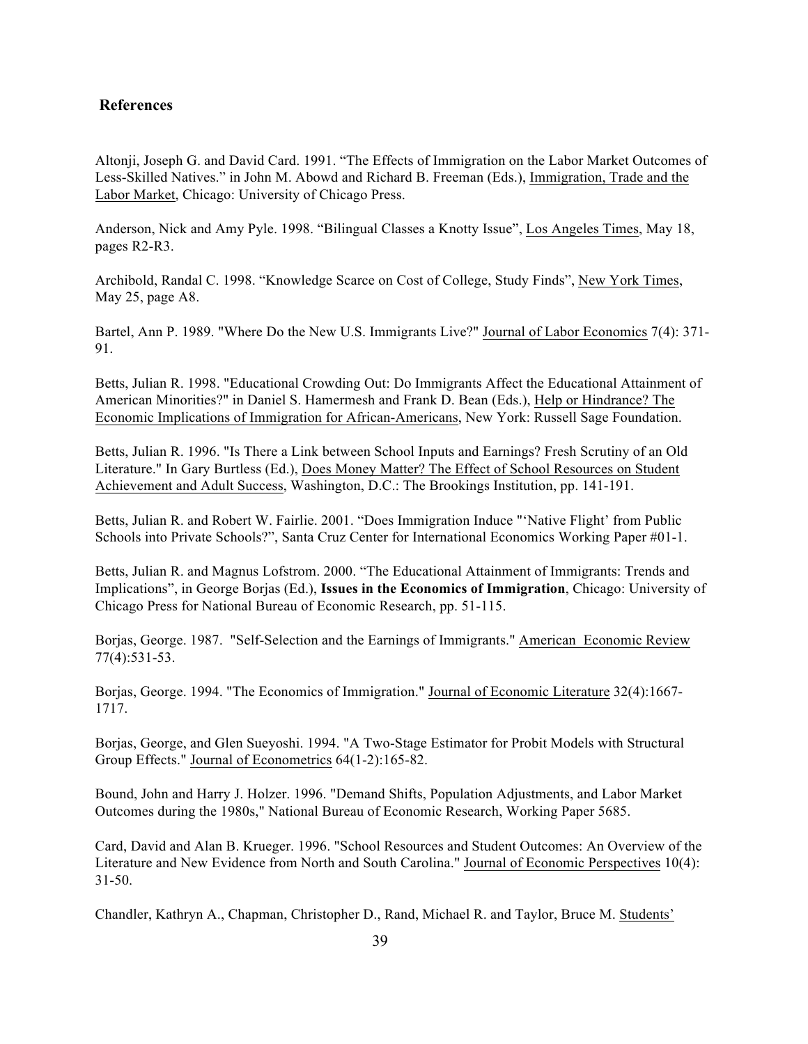## References

Altonji, Joseph G. and David Card. 1991. "The Effects of Immigration on the Labor Market Outcomes of Less-Skilled Natives." in John M. Abowd and Richard B. Freeman (Eds.), Immigration, Trade and the Labor Market, Chicago: University of Chicago Press.

Anderson, Nick and Amy Pyle. 1998. "Bilingual Classes a Knotty Issue", Los Angeles Times, May 18, pages R2-R3.

Archibold, Randal C. 1998. "Knowledge Scarce on Cost of College, Study Finds", New York Times, May 25, page A8.

Bartel, Ann P. 1989. "Where Do the New U.S. Immigrants Live?" Journal of Labor Economics 7(4): 371-91.

Betts, Julian R. 1998. "Educational Crowding Out: Do Immigrants Affect the Educational Attainment of American Minorities?" in Daniel S. Hamermesh and Frank D. Bean (Eds.), Help or Hindrance? The Economic Implications of Immigration for African-Americans, New York: Russell Sage Foundation.

Betts, Julian R. 1996. "Is There a Link between School Inputs and Earnings? Fresh Scrutiny of an Old Literature." In Gary Burtless (Ed.), Does Money Matter? The Effect of School Resources on Student Achievement and Adult Success, Washington, D.C.: The Brookings Institution, pp. 141-191.

Betts, Julian R. and Robert W. Fairlie. 2001. "Does Immigration Induce "'Native Flight' from Public Schools into Private Schools?", Santa Cruz Center for International Economics Working Paper #01-1.

Betts, Julian R. and Magnus Lofstrom. 2000. "The Educational Attainment of Immigrants: Trends and Implications", in George Borjas (Ed.), **Issues in the Economics of Immigration**, Chicago: University of Chicago Press for National Bureau of Economic Research, pp. 51-115.

Borjas, George. 1987. "Self-Selection and the Earnings of Immigrants." American Economic Review 77(4):531-53.

Borjas, George. 1994. "The Economics of Immigration." Journal of Economic Literature 32(4):1667-1717.

Borjas, George, and Glen Sueyoshi. 1994. "A Two-Stage Estimator for Probit Models with Structural Group Effects." Journal of Econometrics 64(1-2):165-82.

Bound, John and Harry J. Holzer. 1996. "Demand Shifts, Population Adjustments, and Labor Market Outcomes during the 1980s," National Bureau of Economic Research, Working Paper 5685.

Card, David and Alan B. Krueger. 1996. "School Resources and Student Outcomes: An Overview of the Literature and New Evidence from North and South Carolina." Journal of Economic Perspectives 10(4): 31-50.

Chandler, Kathryn A., Chapman, Christopher D., Rand, Michael R. and Taylor, Bruce M. Students'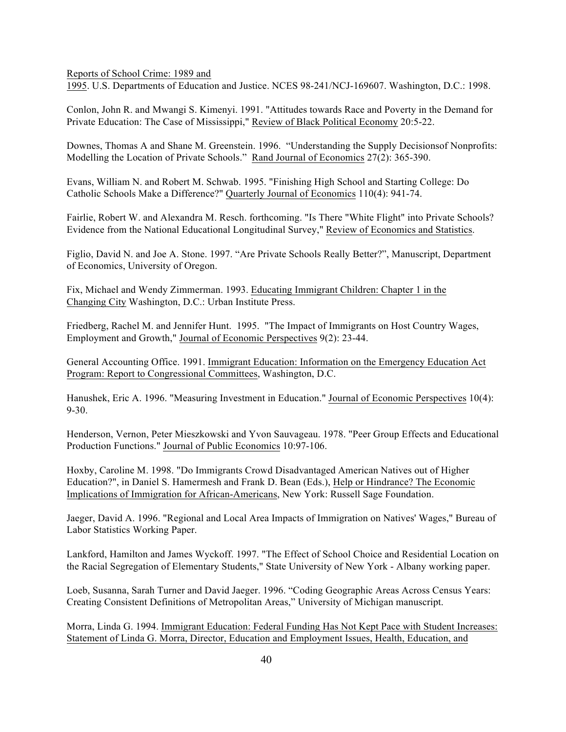Reports of School Crime: 1989 and 1995. U.S. Departments of Education and Justice. NCES 98-241/NCJ-169607. Washington, D.C.: 1998.

Conlon, John R. and Mwangi S. Kimenyi. 1991. "Attitudes towards Race and Poverty in the Demand for Private Education: The Case of Mississippi," Review of Black Political Economy 20:5-22.

Downes, Thomas A and Shane M. Greenstein. 1996. "Understanding the Supply Decisionsof Nonprofits: Modelling the Location of Private Schools." Rand Journal of Economics 27(2): 365-390.

Evans, William N. and Robert M. Schwab. 1995. "Finishing High School and Starting College: Do Catholic Schools Make a Difference?" Quarterly Journal of Economics 110(4): 941-74.

Fairlie, Robert W. and Alexandra M. Resch. forthcoming. "Is There "White Flight" into Private Schools? Evidence from the National Educational Longitudinal Survey," Review of Economics and Statistics.

Figlio, David N. and Joe A. Stone. 1997. "Are Private Schools Really Better?", Manuscript, Department of Economics, University of Oregon.

Fix, Michael and Wendy Zimmerman. 1993. Educating Immigrant Children: Chapter 1 in the Changing City Washington, D.C.: Urban Institute Press.

Friedberg, Rachel M. and Jennifer Hunt. 1995. "The Impact of Immigrants on Host Country Wages, Employment and Growth," Journal of Economic Perspectives 9(2): 23-44.

General Accounting Office. 1991. Immigrant Education: Information on the Emergency Education Act Program: Report to Congressional Committees, Washington, D.C.

Hanushek, Eric A. 1996. "Measuring Investment in Education." Journal of Economic Perspectives 10(4): 9-30.

Henderson, Vernon, Peter Mieszkowski and Yvon Sauvageau. 1978. "Peer Group Effects and Educational Production Functions." Journal of Public Economics 10:97-106.

Hoxby, Caroline M. 1998. "Do Immigrants Crowd Disadvantaged American Natives out of Higher Education?", in Daniel S. Hamermesh and Frank D. Bean (Eds.), Help or Hindrance? The Economic Implications of Immigration for African-Americans, New York: Russell Sage Foundation.

Jaeger, David A. 1996. "Regional and Local Area Impacts of Immigration on Natives' Wages," Bureau of Labor Statistics Working Paper.

Lankford, Hamilton and James Wyckoff. 1997. "The Effect of School Choice and Residential Location on the Racial Segregation of Elementary Students," State University of New York - Albany working paper.

Loeb, Susanna, Sarah Turner and David Jaeger. 1996. "Coding Geographic Areas Across Census Years: Creating Consistent Definitions of Metropolitan Areas," University of Michigan manuscript.

Morra, Linda G. 1994. Immigrant Education: Federal Funding Has Not Kept Pace with Student Increases: Statement of Linda G. Morra, Director, Education and Employment Issues, Health, Education, and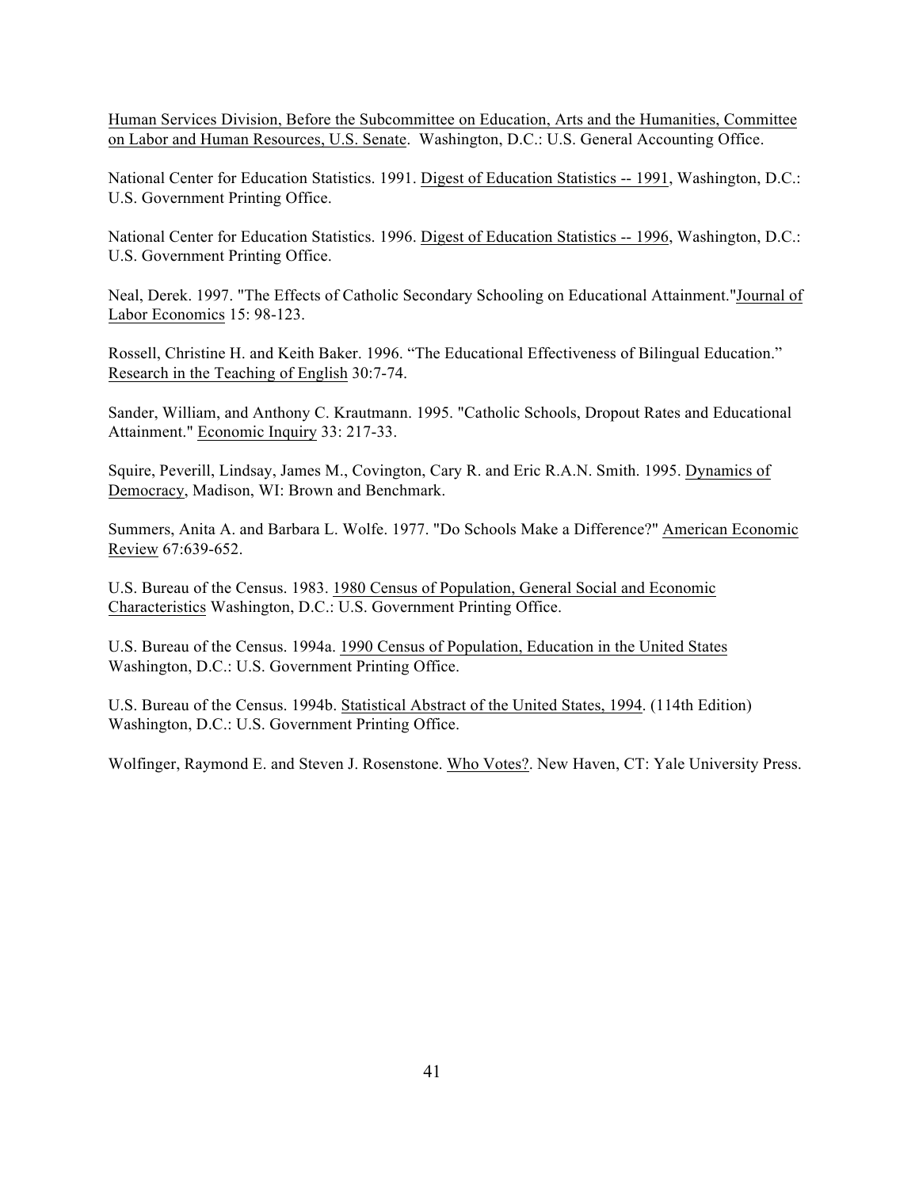Human Services Division, Before the Subcommittee on Education, Arts and the Humanities, Committee on Labor and Human Resources, U.S. Senate. Washington, D.C.: U.S. General Accounting Office.

National Center for Education Statistics. 1991. Digest of Education Statistics -- 1991, Washington, D.C.: U.S. Government Printing Office.

National Center for Education Statistics. 1996. Digest of Education Statistics -- 1996, Washington, D.C.: U.S. Government Printing Office.

Neal, Derek. 1997. "The Effects of Catholic Secondary Schooling on Educational Attainment."Journal of Labor Economics 15: 98-123.

Rossell, Christine H. and Keith Baker. 1996. "The Educational Effectiveness of Bilingual Education." Research in the Teaching of English 30:7-74.

Sander, William, and Anthony C. Krautmann. 1995. "Catholic Schools, Dropout Rates and Educational Attainment." Economic Inquiry 33: 217-33.

Squire, Peverill, Lindsay, James M., Covington, Cary R. and Eric R.A.N. Smith. 1995. Dynamics of Democracy, Madison, WI: Brown and Benchmark.

Summers, Anita A. and Barbara L. Wolfe. 1977. "Do Schools Make a Difference?" American Economic Review 67:639-652.

U.S. Bureau of the Census. 1983. 1980 Census of Population, General Social and Economic Characteristics Washington, D.C.: U.S. Government Printing Office.

U.S. Bureau of the Census. 1994a. 1990 Census of Population, Education in the United States Washington, D.C.: U.S. Government Printing Office.

U.S. Bureau of the Census. 1994b. Statistical Abstract of the United States, 1994. (114th Edition) Washington, D.C.: U.S. Government Printing Office.

Wolfinger, Raymond E. and Steven J. Rosenstone. Who Votes?. New Haven, CT: Yale University Press.